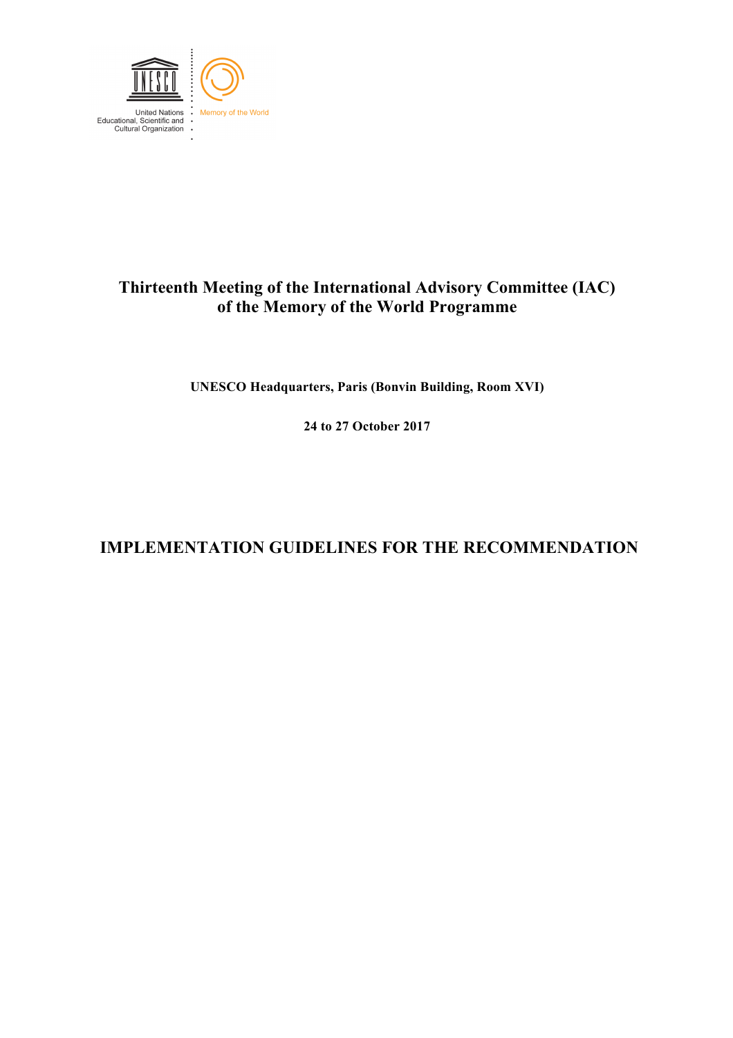United Nations
Educational, Scientific and
Cultural Organization

Memory of the World

# Thirteenth Meeting of the International Advisory Committee (IAC) of the Memory of the World Programme

**UNESCO Headquarters, Paris (Bonvin Building, Room XVI)**

**24 to 27 October 2017**

# IMPLEMENTATION GUIDELINES FOR THE RECOMMENDATION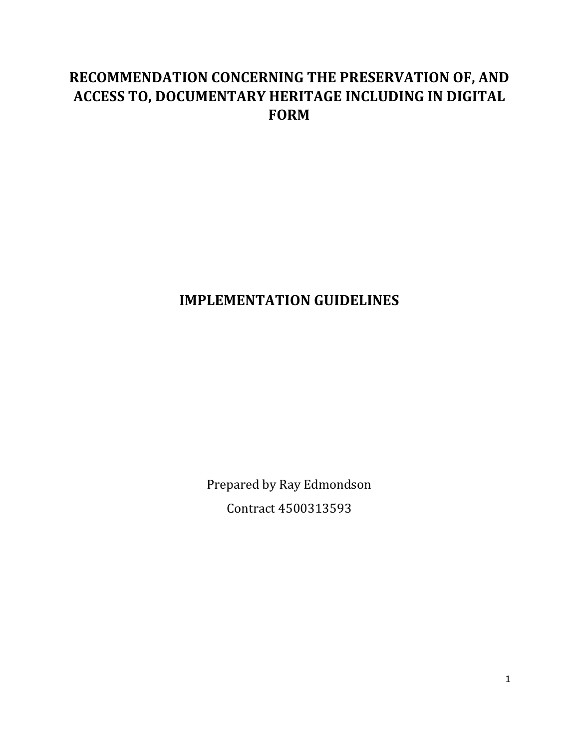# RECOMMENDATION CONCERNING THE PRESERVATION OF, AND ACCESS TO, DOCUMENTARY HERITAGE INCLUDING IN DIGITAL FORM

# IMPLEMENTATION GUIDELINES

Prepared by Ray Edmondson

Contract 4500313593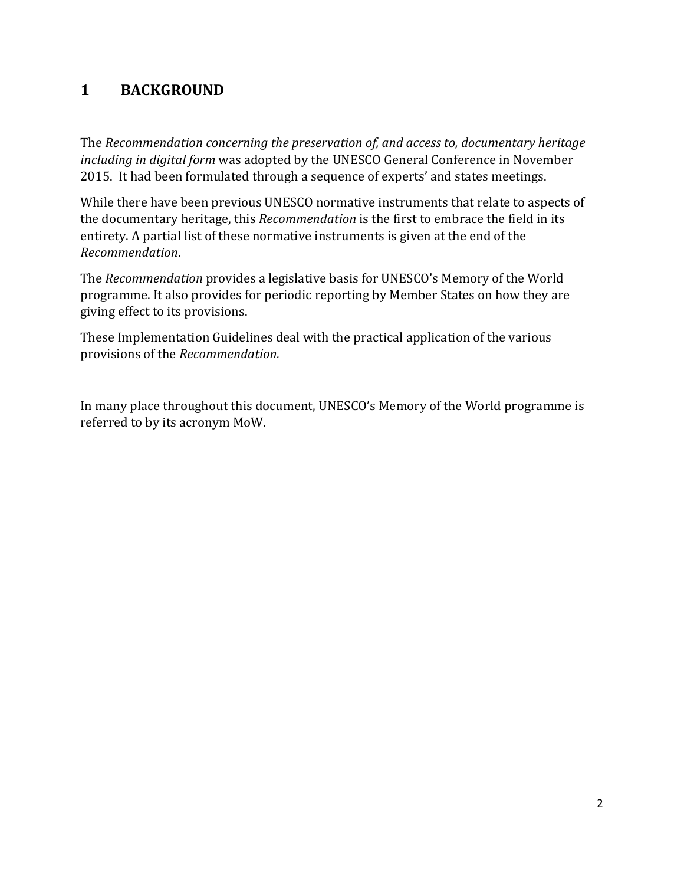# 1 BACKGROUND

The *Recommendation concerning the preservation of, and access to, documentary heritage including in digital form* was adopted by the UNESCO General Conference in November 2015. It had been formulated through a sequence of experts' and states meetings.

While there have been previous UNESCO normative instruments that relate to aspects of the documentary heritage, this *Recommendation* is the first to embrace the field in its entirety. A partial list of these normative instruments is given at the end of the *Recommendation*.

The *Recommendation* provides a legislative basis for UNESCO's Memory of the World programme. It also provides for periodic reporting by Member States on how they are giving effect to its provisions.

These Implementation Guidelines deal with the practical application of the various provisions of the *Recommendation.*

In many place throughout this document, UNESCO's Memory of the World programme is referred to by its acronym MoW.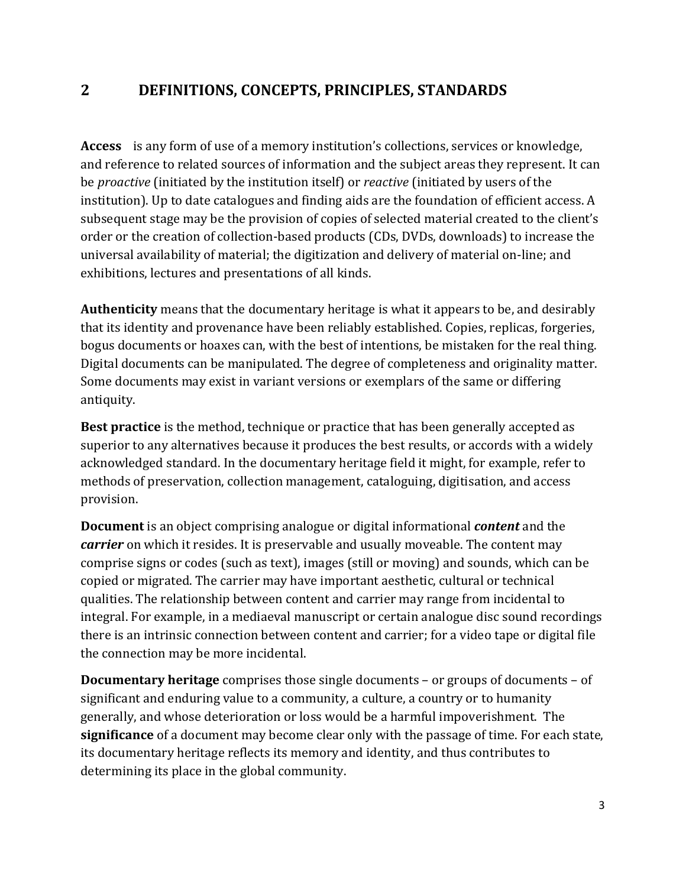## 2 DEFINITIONS, CONCEPTS, PRINCIPLES, STANDARDS

**Access** is any form of use of a memory institution's collections, services or knowledge, and reference to related sources of information and the subject areas they represent. It can be *proactive* (initiated by the institution itself) or *reactive* (initiated by users of the institution). Up to date catalogues and finding aids are the foundation of efficient access. A subsequent stage may be the provision of copies of selected material created to the client's order or the creation of collection-based products (CDs, DVDs, downloads) to increase the universal availability of material; the digitization and delivery of material on-line; and exhibitions, lectures and presentations of all kinds.

**Authenticity** means that the documentary heritage is what it appears to be, and desirably that its identity and provenance have been reliably established. Copies, replicas, forgeries, bogus documents or hoaxes can, with the best of intentions, be mistaken for the real thing. Digital documents can be manipulated. The degree of completeness and originality matter. Some documents may exist in variant versions or exemplars of the same or differing antiquity.

**Best practice** is the method, technique or practice that has been generally accepted as superior to any alternatives because it produces the best results, or accords with a widely acknowledged standard. In the documentary heritage field it might, for example, refer to methods of preservation, collection management, cataloguing, digitisation, and access provision.

**Document** is an object comprising analogue or digital informational ***content*** and the ***carrier*** on which it resides. It is preservable and usually moveable. The content may comprise signs or codes (such as text), images (still or moving) and sounds, which can be copied or migrated. The carrier may have important aesthetic, cultural or technical qualities. The relationship between content and carrier may range from incidental to integral. For example, in a mediaeval manuscript or certain analogue disc sound recordings there is an intrinsic connection between content and carrier; for a video tape or digital file the connection may be more incidental.

**Documentary heritage** comprises those single documents – or groups of documents – of significant and enduring value to a community, a culture, a country or to humanity generally, and whose deterioration or loss would be a harmful impoverishment. The **significance** of a document may become clear only with the passage of time. For each state, its documentary heritage reflects its memory and identity, and thus contributes to determining its place in the global community.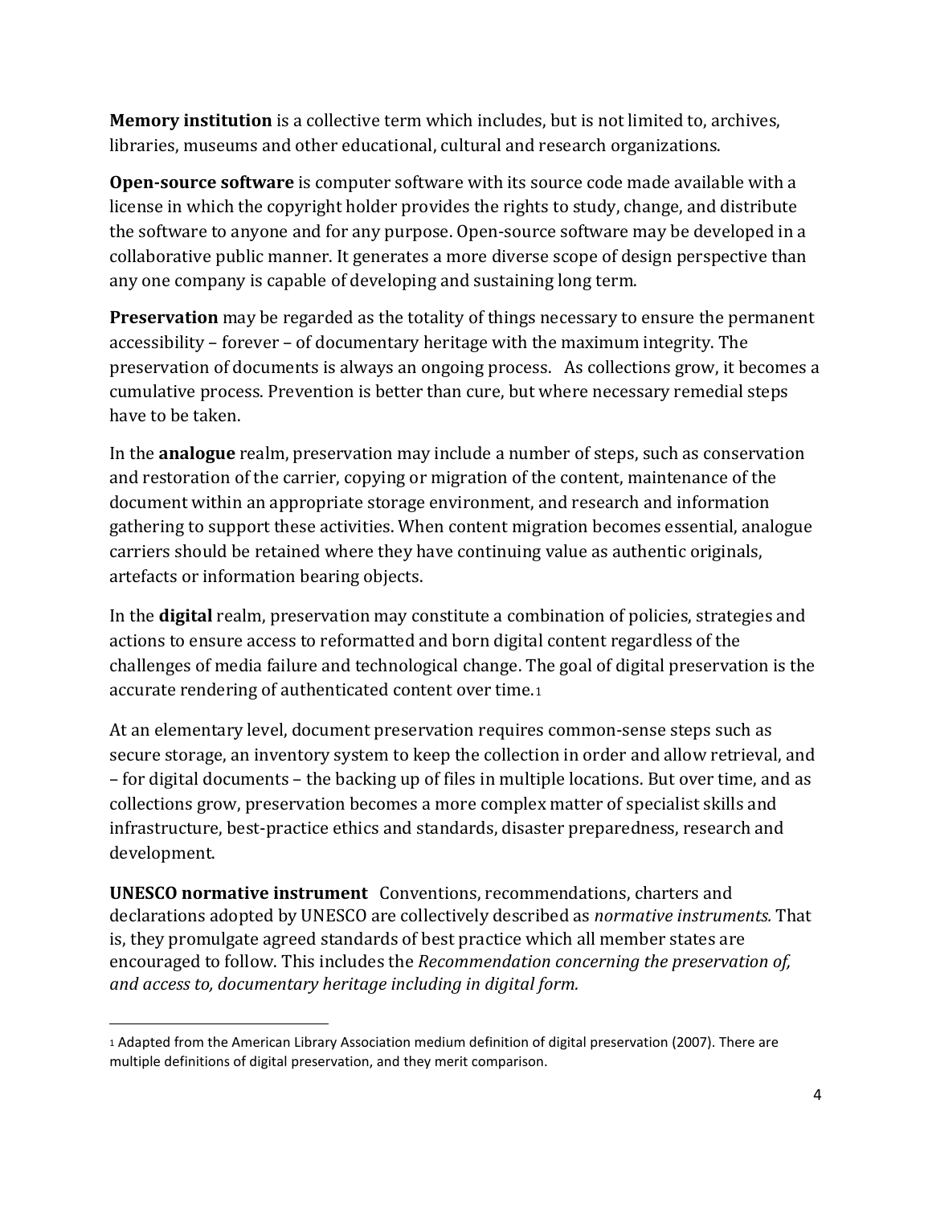**Memory institution** is a collective term which includes, but is not limited to, archives, libraries, museums and other educational, cultural and research organizations.

**Open-source software** is computer software with its source code made available with a license in which the copyright holder provides the rights to study, change, and distribute the software to anyone and for any purpose. Open-source software may be developed in a collaborative public manner. It generates a more diverse scope of design perspective than any one company is capable of developing and sustaining long term.

**Preservation** may be regarded as the totality of things necessary to ensure the permanent accessibility – forever – of documentary heritage with the maximum integrity. The preservation of documents is always an ongoing process. As collections grow, it becomes a cumulative process. Prevention is better than cure, but where necessary remedial steps have to be taken.

In the **analogue** realm, preservation may include a number of steps, such as conservation and restoration of the carrier, copying or migration of the content, maintenance of the document within an appropriate storage environment, and research and information gathering to support these activities. When content migration becomes essential, analogue carriers should be retained where they have continuing value as authentic originals, artefacts or information bearing objects.

In the **digital** realm, preservation may constitute a combination of policies, strategies and actions to ensure access to reformatted and born digital content regardless of the challenges of media failure and technological change. The goal of digital preservation is the accurate rendering of authenticated content over time.[1]

At an elementary level, document preservation requires common-sense steps such as secure storage, an inventory system to keep the collection in order and allow retrieval, and – for digital documents – the backing up of files in multiple locations. But over time, and as collections grow, preservation becomes a more complex matter of specialist skills and infrastructure, best-practice ethics and standards, disaster preparedness, research and development.

**UNESCO normative instrument** Conventions, recommendations, charters and declarations adopted by UNESCO are collectively described as *normative instruments.* That is, they promulgate agreed standards of best practice which all member states are encouraged to follow. This includes the *Recommendation concerning the preservation of, and access to, documentary heritage including in digital form.*

---

[1] Adapted from the American Library Association medium definition of digital preservation (2007). There are multiple definitions of digital preservation, and they merit comparison.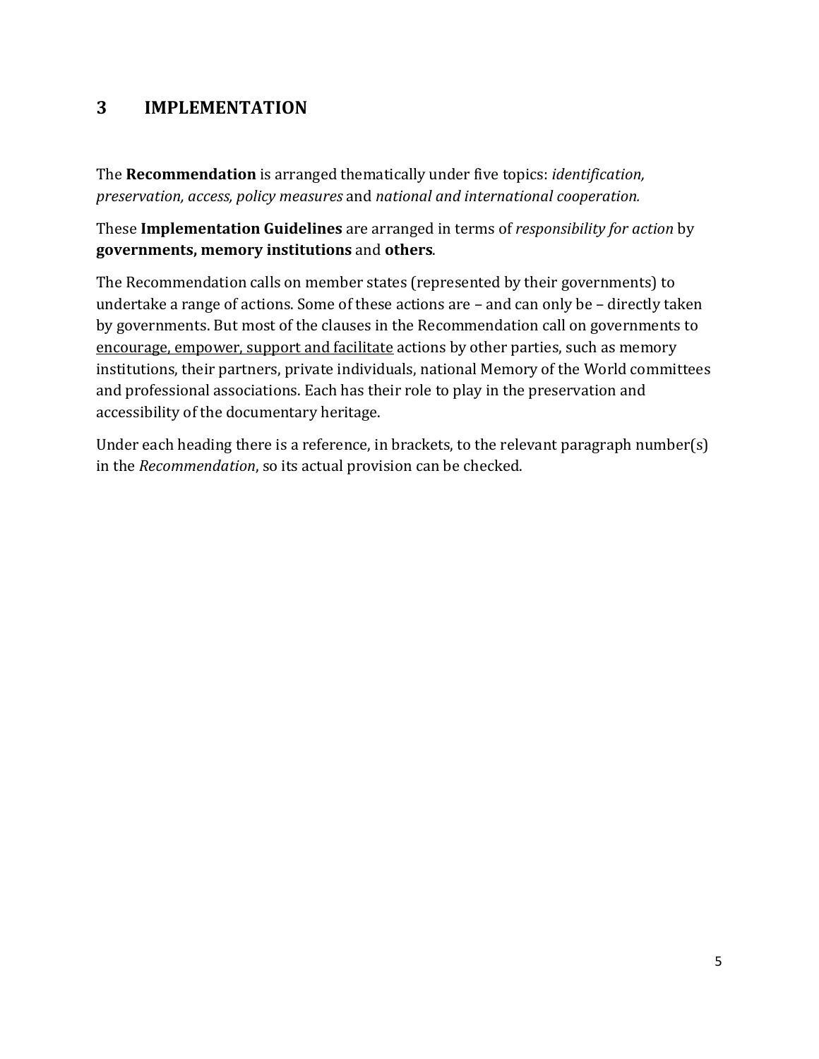## 3 IMPLEMENTATION

The **Recommendation** is arranged thematically under five topics: *identification, preservation, access, policy measures* and *national and international cooperation.*

These **Implementation Guidelines** are arranged in terms of *responsibility for action* by **governments, memory institutions** and **others**.

The Recommendation calls on member states (represented by their governments) to undertake a range of actions. Some of these actions are – and can only be – directly taken by governments. But most of the clauses in the Recommendation call on governments to <u>encourage, empower, support and facilitate</u> actions by other parties, such as memory institutions, their partners, private individuals, national Memory of the World committees and professional associations. Each has their role to play in the preservation and accessibility of the documentary heritage.

Under each heading there is a reference, in brackets, to the relevant paragraph number(s) in the *Recommendation*, so its actual provision can be checked.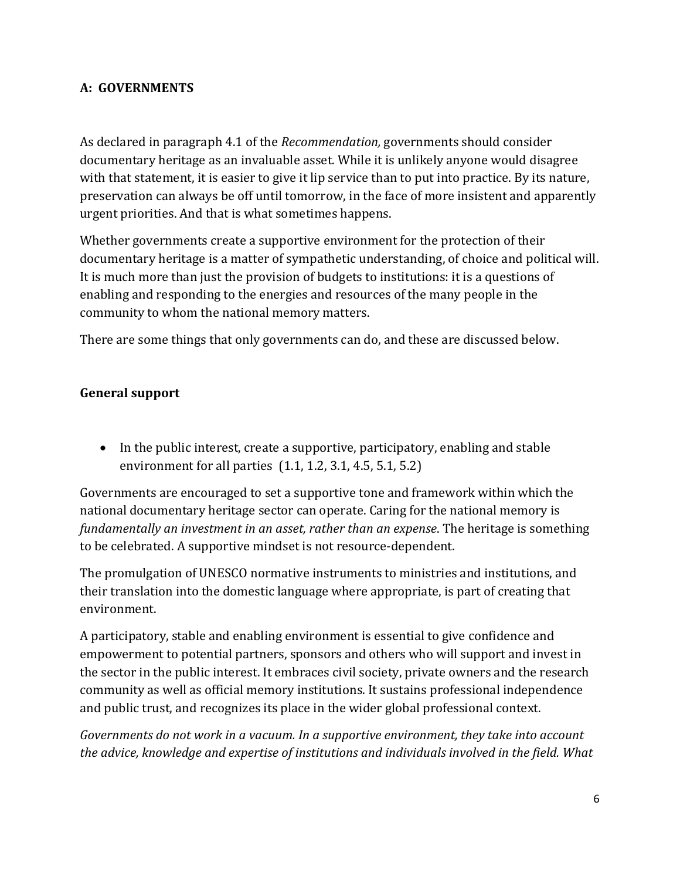## A: GOVERNMENTS

As declared in paragraph 4.1 of the *Recommendation,* governments should consider documentary heritage as an invaluable asset. While it is unlikely anyone would disagree with that statement, it is easier to give it lip service than to put into practice. By its nature, preservation can always be off until tomorrow, in the face of more insistent and apparently urgent priorities. And that is what sometimes happens.

Whether governments create a supportive environment for the protection of their documentary heritage is a matter of sympathetic understanding, of choice and political will. It is much more than just the provision of budgets to institutions: it is a questions of enabling and responding to the energies and resources of the many people in the community to whom the national memory matters.

There are some things that only governments can do, and these are discussed below.

### General support

- In the public interest, create a supportive, participatory, enabling and stable environment for all parties (1.1, 1.2, 3.1, 4.5, 5.1, 5.2)

Governments are encouraged to set a supportive tone and framework within which the national documentary heritage sector can operate. Caring for the national memory is *fundamentally an investment in an asset, rather than an expense*. The heritage is something to be celebrated. A supportive mindset is not resource-dependent.

The promulgation of UNESCO normative instruments to ministries and institutions, and their translation into the domestic language where appropriate, is part of creating that environment.

A participatory, stable and enabling environment is essential to give confidence and empowerment to potential partners, sponsors and others who will support and invest in the sector in the public interest. It embraces civil society, private owners and the research community as well as official memory institutions. It sustains professional independence and public trust, and recognizes its place in the wider global professional context.

*Governments do not work in a vacuum. In a supportive environment, they take into account the advice, knowledge and expertise of institutions and individuals involved in the field. What*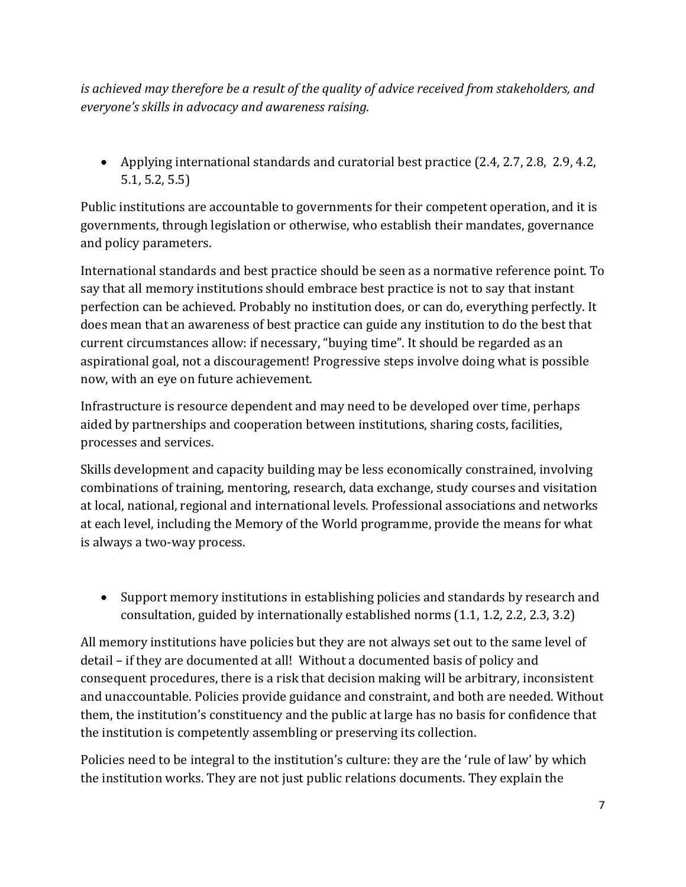*is achieved may therefore be a result of the quality of advice received from stakeholders, and everyone's skills in advocacy and awareness raising.*

- Applying international standards and curatorial best practice (2.4, 2.7, 2.8, 2.9, 4.2, 5.1, 5.2, 5.5)

Public institutions are accountable to governments for their competent operation, and it is governments, through legislation or otherwise, who establish their mandates, governance and policy parameters.

International standards and best practice should be seen as a normative reference point. To say that all memory institutions should embrace best practice is not to say that instant perfection can be achieved. Probably no institution does, or can do, everything perfectly. It does mean that an awareness of best practice can guide any institution to do the best that current circumstances allow: if necessary, "buying time". It should be regarded as an aspirational goal, not a discouragement! Progressive steps involve doing what is possible now, with an eye on future achievement.

Infrastructure is resource dependent and may need to be developed over time, perhaps aided by partnerships and cooperation between institutions, sharing costs, facilities, processes and services.

Skills development and capacity building may be less economically constrained, involving combinations of training, mentoring, research, data exchange, study courses and visitation at local, national, regional and international levels. Professional associations and networks at each level, including the Memory of the World programme, provide the means for what is always a two-way process.

- Support memory institutions in establishing policies and standards by research and consultation, guided by internationally established norms (1.1, 1.2, 2.2, 2.3, 3.2)

All memory institutions have policies but they are not always set out to the same level of detail – if they are documented at all! Without a documented basis of policy and consequent procedures, there is a risk that decision making will be arbitrary, inconsistent and unaccountable. Policies provide guidance and constraint, and both are needed. Without them, the institution's constituency and the public at large has no basis for confidence that the institution is competently assembling or preserving its collection.

Policies need to be integral to the institution's culture: they are the 'rule of law' by which the institution works. They are not just public relations documents. They explain the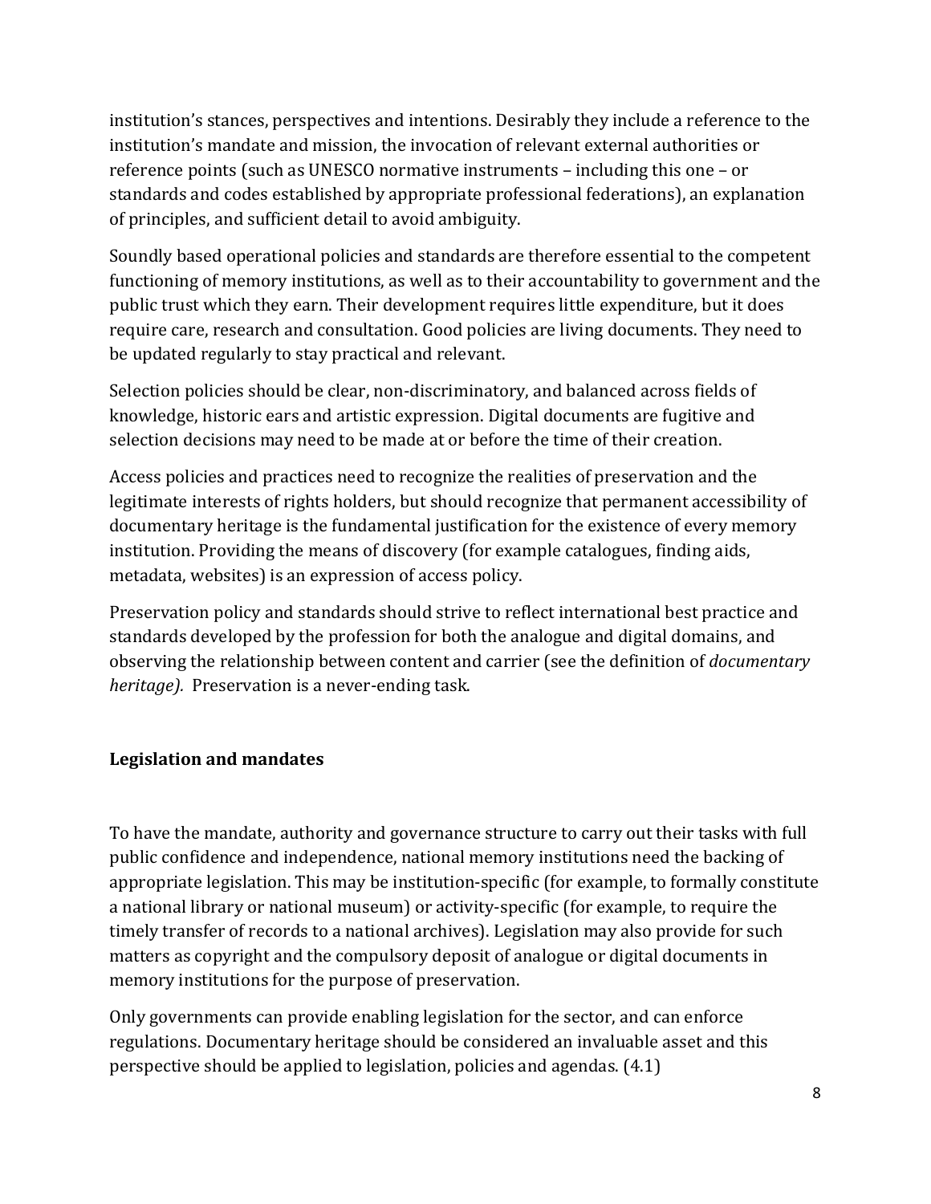institution's stances, perspectives and intentions. Desirably they include a reference to the institution's mandate and mission, the invocation of relevant external authorities or reference points (such as UNESCO normative instruments – including this one – or standards and codes established by appropriate professional federations), an explanation of principles, and sufficient detail to avoid ambiguity.

Soundly based operational policies and standards are therefore essential to the competent functioning of memory institutions, as well as to their accountability to government and the public trust which they earn. Their development requires little expenditure, but it does require care, research and consultation. Good policies are living documents. They need to be updated regularly to stay practical and relevant.

Selection policies should be clear, non-discriminatory, and balanced across fields of knowledge, historic ears and artistic expression. Digital documents are fugitive and selection decisions may need to be made at or before the time of their creation.

Access policies and practices need to recognize the realities of preservation and the legitimate interests of rights holders, but should recognize that permanent accessibility of documentary heritage is the fundamental justification for the existence of every memory institution. Providing the means of discovery (for example catalogues, finding aids, metadata, websites) is an expression of access policy.

Preservation policy and standards should strive to reflect international best practice and standards developed by the profession for both the analogue and digital domains, and observing the relationship between content and carrier (see the definition of *documentary heritage).* Preservation is a never-ending task.

**Legislation and mandates**

To have the mandate, authority and governance structure to carry out their tasks with full public confidence and independence, national memory institutions need the backing of appropriate legislation. This may be institution-specific (for example, to formally constitute a national library or national museum) or activity-specific (for example, to require the timely transfer of records to a national archives). Legislation may also provide for such matters as copyright and the compulsory deposit of analogue or digital documents in memory institutions for the purpose of preservation.

Only governments can provide enabling legislation for the sector, and can enforce regulations. Documentary heritage should be considered an invaluable asset and this perspective should be applied to legislation, policies and agendas. (4.1)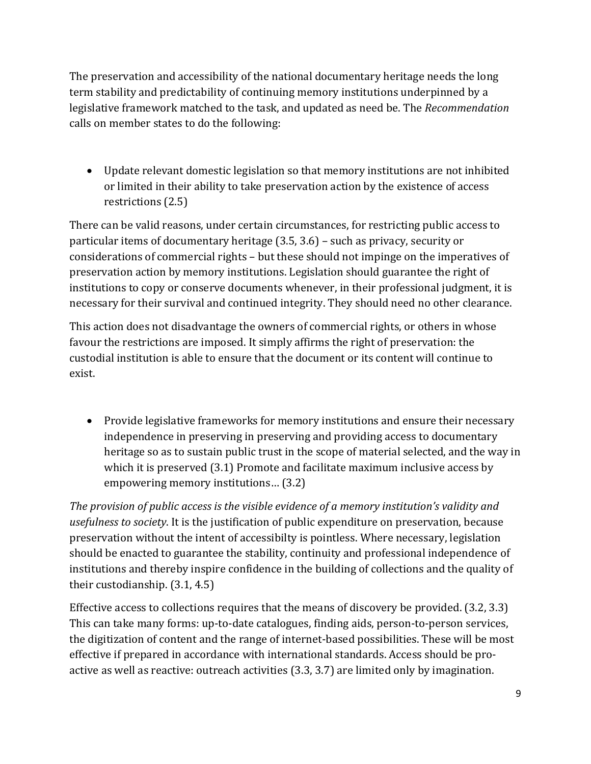The preservation and accessibility of the national documentary heritage needs the long term stability and predictability of continuing memory institutions underpinned by a legislative framework matched to the task, and updated as need be. The *Recommendation* calls on member states to do the following:

- Update relevant domestic legislation so that memory institutions are not inhibited or limited in their ability to take preservation action by the existence of access restrictions (2.5)

There can be valid reasons, under certain circumstances, for restricting public access to particular items of documentary heritage (3.5, 3.6) – such as privacy, security or considerations of commercial rights – but these should not impinge on the imperatives of preservation action by memory institutions. Legislation should guarantee the right of institutions to copy or conserve documents whenever, in their professional judgment, it is necessary for their survival and continued integrity. They should need no other clearance.

This action does not disadvantage the owners of commercial rights, or others in whose favour the restrictions are imposed. It simply affirms the right of preservation: the custodial institution is able to ensure that the document or its content will continue to exist.

- Provide legislative frameworks for memory institutions and ensure their necessary independence in preserving in preserving and providing access to documentary heritage so as to sustain public trust in the scope of material selected, and the way in which it is preserved (3.1) Promote and facilitate maximum inclusive access by empowering memory institutions… (3.2)

*The provision of public access is the visible evidence of a memory institution's validity and usefulness to society*. It is the justification of public expenditure on preservation, because preservation without the intent of accessibilty is pointless. Where necessary, legislation should be enacted to guarantee the stability, continuity and professional independence of institutions and thereby inspire confidence in the building of collections and the quality of their custodianship. (3.1, 4.5)

Effective access to collections requires that the means of discovery be provided. (3.2, 3.3) This can take many forms: up-to-date catalogues, finding aids, person-to-person services, the digitization of content and the range of internet-based possibilities. These will be most effective if prepared in accordance with international standards. Access should be pro-active as well as reactive: outreach activities (3.3, 3.7) are limited only by imagination.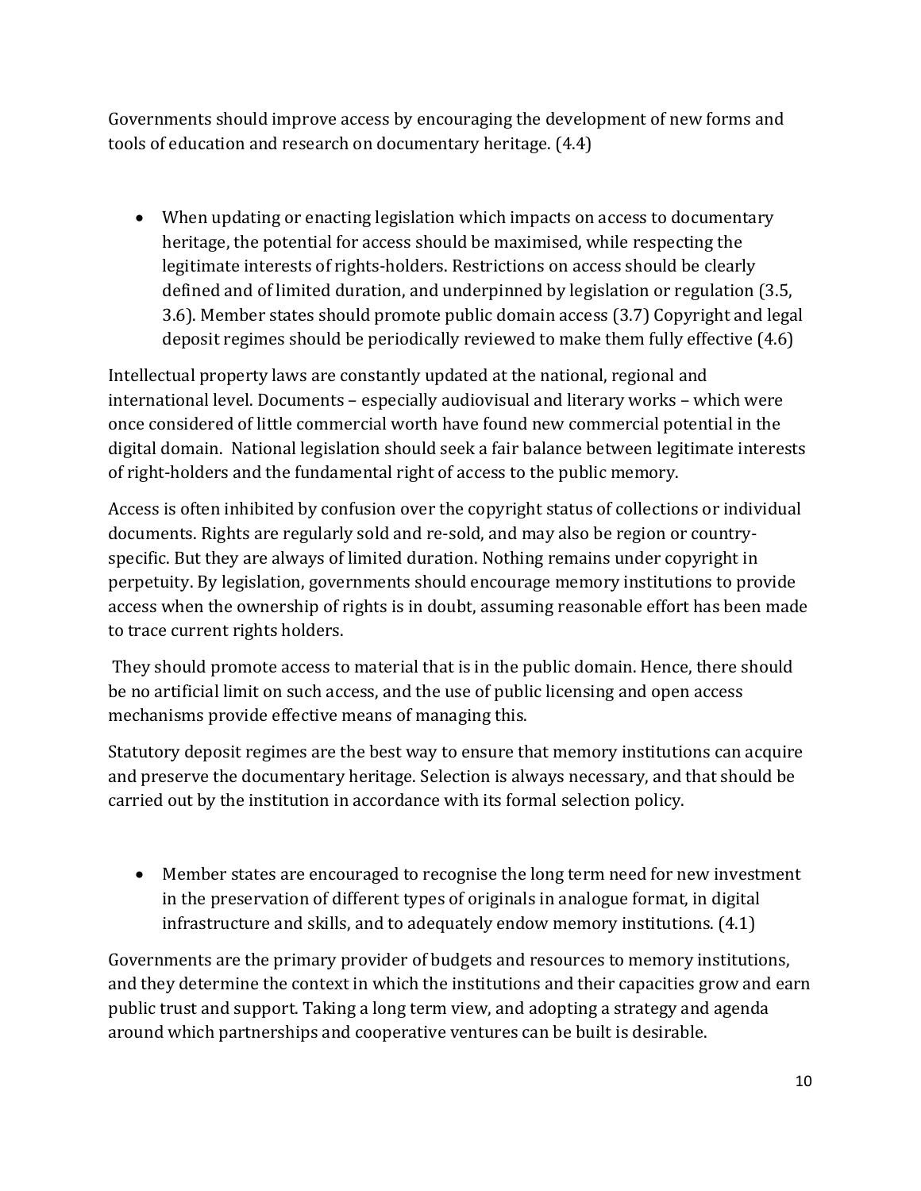Governments should improve access by encouraging the development of new forms and tools of education and research on documentary heritage. (4.4)

- When updating or enacting legislation which impacts on access to documentary heritage, the potential for access should be maximised, while respecting the legitimate interests of rights-holders. Restrictions on access should be clearly defined and of limited duration, and underpinned by legislation or regulation (3.5, 3.6). Member states should promote public domain access (3.7) Copyright and legal deposit regimes should be periodically reviewed to make them fully effective (4.6)

Intellectual property laws are constantly updated at the national, regional and international level. Documents – especially audiovisual and literary works – which were once considered of little commercial worth have found new commercial potential in the digital domain. National legislation should seek a fair balance between legitimate interests of right-holders and the fundamental right of access to the public memory.

Access is often inhibited by confusion over the copyright status of collections or individual documents. Rights are regularly sold and re-sold, and may also be region or country-specific. But they are always of limited duration. Nothing remains under copyright in perpetuity. By legislation, governments should encourage memory institutions to provide access when the ownership of rights is in doubt, assuming reasonable effort has been made to trace current rights holders.

They should promote access to material that is in the public domain. Hence, there should be no artificial limit on such access, and the use of public licensing and open access mechanisms provide effective means of managing this.

Statutory deposit regimes are the best way to ensure that memory institutions can acquire and preserve the documentary heritage. Selection is always necessary, and that should be carried out by the institution in accordance with its formal selection policy.

- Member states are encouraged to recognise the long term need for new investment in the preservation of different types of originals in analogue format, in digital infrastructure and skills, and to adequately endow memory institutions. (4.1)

Governments are the primary provider of budgets and resources to memory institutions, and they determine the context in which the institutions and their capacities grow and earn public trust and support. Taking a long term view, and adopting a strategy and agenda around which partnerships and cooperative ventures can be built is desirable.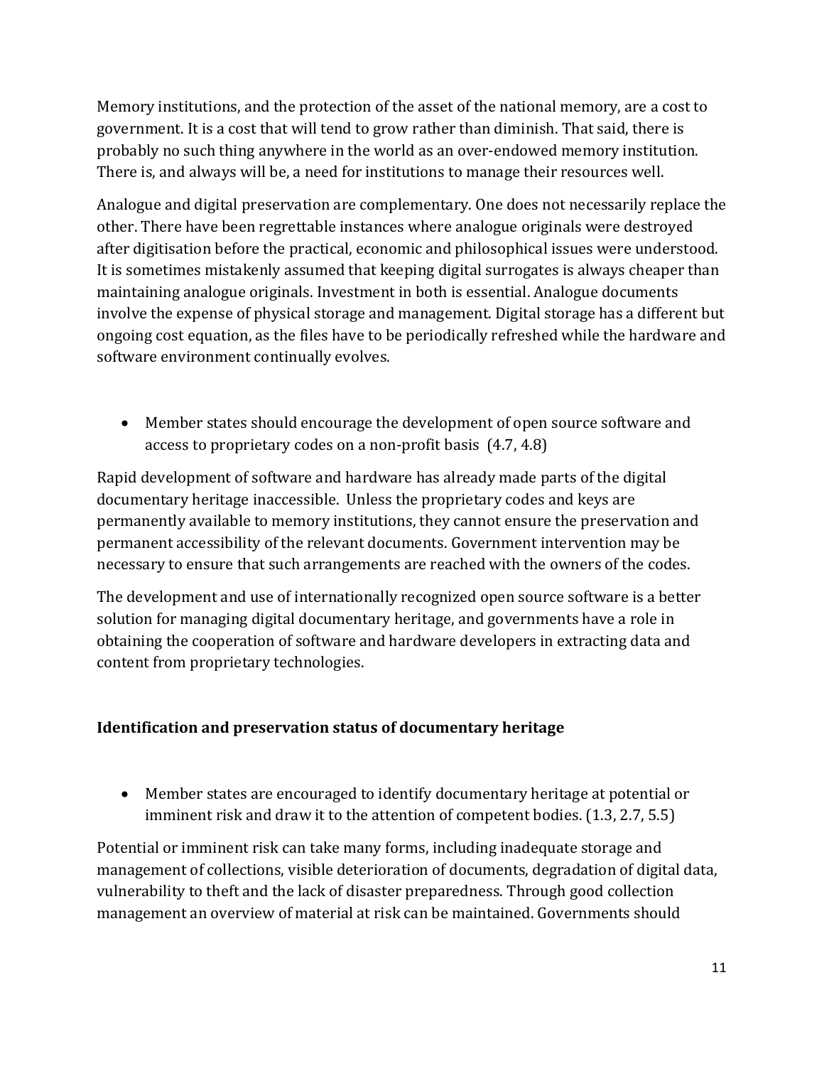Memory institutions, and the protection of the asset of the national memory, are a cost to government. It is a cost that will tend to grow rather than diminish. That said, there is probably no such thing anywhere in the world as an over-endowed memory institution. There is, and always will be, a need for institutions to manage their resources well.

Analogue and digital preservation are complementary. One does not necessarily replace the other. There have been regrettable instances where analogue originals were destroyed after digitisation before the practical, economic and philosophical issues were understood. It is sometimes mistakenly assumed that keeping digital surrogates is always cheaper than maintaining analogue originals. Investment in both is essential. Analogue documents involve the expense of physical storage and management. Digital storage has a different but ongoing cost equation, as the files have to be periodically refreshed while the hardware and software environment continually evolves.

- Member states should encourage the development of open source software and access to proprietary codes on a non-profit basis (4.7, 4.8)

Rapid development of software and hardware has already made parts of the digital documentary heritage inaccessible. Unless the proprietary codes and keys are permanently available to memory institutions, they cannot ensure the preservation and permanent accessibility of the relevant documents. Government intervention may be necessary to ensure that such arrangements are reached with the owners of the codes.

The development and use of internationally recognized open source software is a better solution for managing digital documentary heritage, and governments have a role in obtaining the cooperation of software and hardware developers in extracting data and content from proprietary technologies.

**Identification and preservation status of documentary heritage**

- Member states are encouraged to identify documentary heritage at potential or imminent risk and draw it to the attention of competent bodies. (1.3, 2.7, 5.5)

Potential or imminent risk can take many forms, including inadequate storage and management of collections, visible deterioration of documents, degradation of digital data, vulnerability to theft and the lack of disaster preparedness. Through good collection management an overview of material at risk can be maintained. Governments should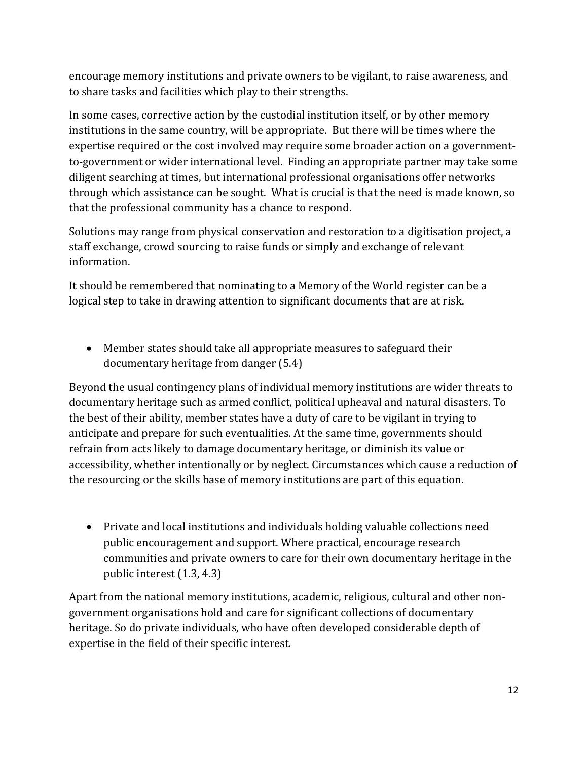encourage memory institutions and private owners to be vigilant, to raise awareness, and to share tasks and facilities which play to their strengths.

In some cases, corrective action by the custodial institution itself, or by other memory institutions in the same country, will be appropriate. But there will be times where the expertise required or the cost involved may require some broader action on a government-to-government or wider international level. Finding an appropriate partner may take some diligent searching at times, but international professional organisations offer networks through which assistance can be sought. What is crucial is that the need is made known, so that the professional community has a chance to respond.

Solutions may range from physical conservation and restoration to a digitisation project, a staff exchange, crowd sourcing to raise funds or simply and exchange of relevant information.

It should be remembered that nominating to a Memory of the World register can be a logical step to take in drawing attention to significant documents that are at risk.

- Member states should take all appropriate measures to safeguard their documentary heritage from danger (5.4)

Beyond the usual contingency plans of individual memory institutions are wider threats to documentary heritage such as armed conflict, political upheaval and natural disasters. To the best of their ability, member states have a duty of care to be vigilant in trying to anticipate and prepare for such eventualities. At the same time, governments should refrain from acts likely to damage documentary heritage, or diminish its value or accessibility, whether intentionally or by neglect. Circumstances which cause a reduction of the resourcing or the skills base of memory institutions are part of this equation.

- Private and local institutions and individuals holding valuable collections need public encouragement and support. Where practical, encourage research communities and private owners to care for their own documentary heritage in the public interest (1.3, 4.3)

Apart from the national memory institutions, academic, religious, cultural and other non-government organisations hold and care for significant collections of documentary heritage. So do private individuals, who have often developed considerable depth of expertise in the field of their specific interest.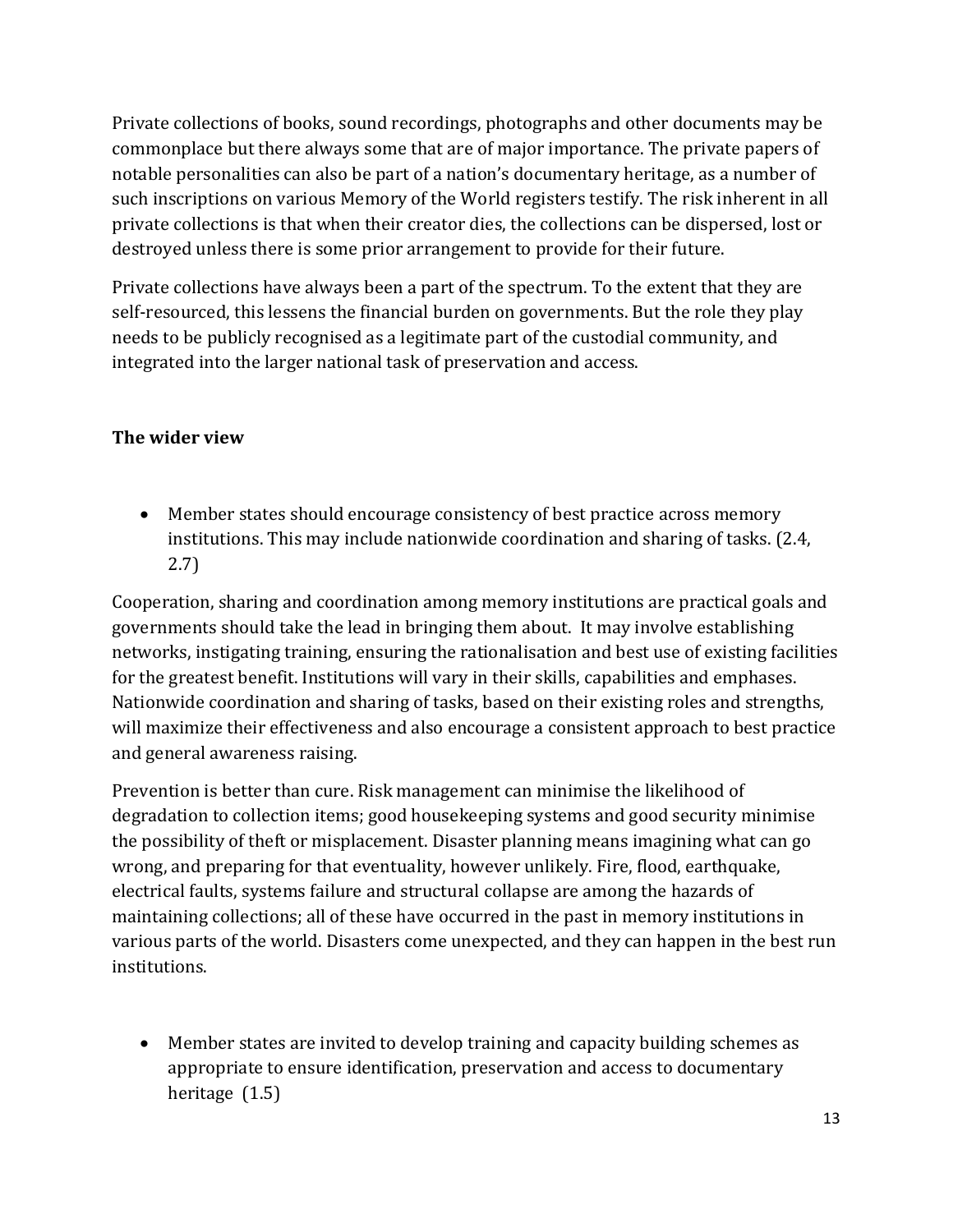Private collections of books, sound recordings, photographs and other documents may be commonplace but there always some that are of major importance. The private papers of notable personalities can also be part of a nation's documentary heritage, as a number of such inscriptions on various Memory of the World registers testify. The risk inherent in all private collections is that when their creator dies, the collections can be dispersed, lost or destroyed unless there is some prior arrangement to provide for their future.

Private collections have always been a part of the spectrum. To the extent that they are self-resourced, this lessens the financial burden on governments. But the role they play needs to be publicly recognised as a legitimate part of the custodial community, and integrated into the larger national task of preservation and access.

### The wider view

- Member states should encourage consistency of best practice across memory institutions. This may include nationwide coordination and sharing of tasks. (2.4, 2.7)

Cooperation, sharing and coordination among memory institutions are practical goals and governments should take the lead in bringing them about. It may involve establishing networks, instigating training, ensuring the rationalisation and best use of existing facilities for the greatest benefit. Institutions will vary in their skills, capabilities and emphases. Nationwide coordination and sharing of tasks, based on their existing roles and strengths, will maximize their effectiveness and also encourage a consistent approach to best practice and general awareness raising.

Prevention is better than cure. Risk management can minimise the likelihood of degradation to collection items; good housekeeping systems and good security minimise the possibility of theft or misplacement. Disaster planning means imagining what can go wrong, and preparing for that eventuality, however unlikely. Fire, flood, earthquake, electrical faults, systems failure and structural collapse are among the hazards of maintaining collections; all of these have occurred in the past in memory institutions in various parts of the world. Disasters come unexpected, and they can happen in the best run institutions.

- Member states are invited to develop training and capacity building schemes as appropriate to ensure identification, preservation and access to documentary heritage (1.5)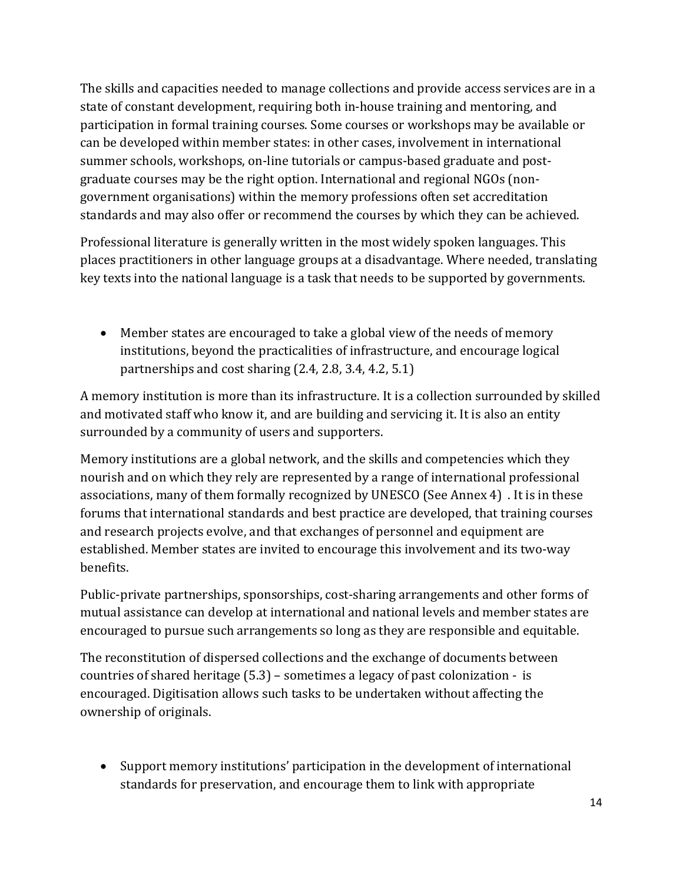The skills and capacities needed to manage collections and provide access services are in a state of constant development, requiring both in-house training and mentoring, and participation in formal training courses. Some courses or workshops may be available or can be developed within member states: in other cases, involvement in international summer schools, workshops, on-line tutorials or campus-based graduate and post-graduate courses may be the right option. International and regional NGOs (non-government organisations) within the memory professions often set accreditation standards and may also offer or recommend the courses by which they can be achieved.

Professional literature is generally written in the most widely spoken languages. This places practitioners in other language groups at a disadvantage. Where needed, translating key texts into the national language is a task that needs to be supported by governments.

- Member states are encouraged to take a global view of the needs of memory institutions, beyond the practicalities of infrastructure, and encourage logical partnerships and cost sharing (2.4, 2.8, 3.4, 4.2, 5.1)

A memory institution is more than its infrastructure. It is a collection surrounded by skilled and motivated staff who know it, and are building and servicing it. It is also an entity surrounded by a community of users and supporters.

Memory institutions are a global network, and the skills and competencies which they nourish and on which they rely are represented by a range of international professional associations, many of them formally recognized by UNESCO (See Annex 4) . It is in these forums that international standards and best practice are developed, that training courses and research projects evolve, and that exchanges of personnel and equipment are established. Member states are invited to encourage this involvement and its two-way benefits.

Public-private partnerships, sponsorships, cost-sharing arrangements and other forms of mutual assistance can develop at international and national levels and member states are encouraged to pursue such arrangements so long as they are responsible and equitable.

The reconstitution of dispersed collections and the exchange of documents between countries of shared heritage (5.3) – sometimes a legacy of past colonization - is encouraged. Digitisation allows such tasks to be undertaken without affecting the ownership of originals.

- Support memory institutions' participation in the development of international standards for preservation, and encourage them to link with appropriate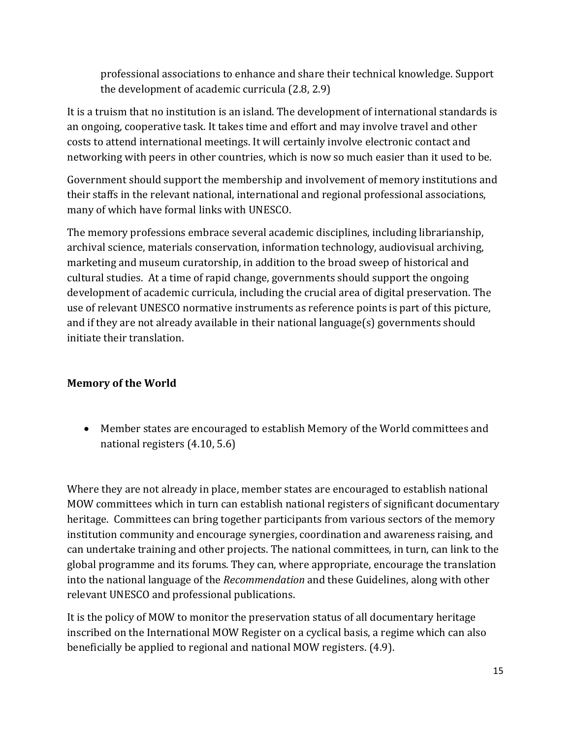professional associations to enhance and share their technical knowledge. Support the development of academic curricula (2.8, 2.9)

It is a truism that no institution is an island. The development of international standards is an ongoing, cooperative task. It takes time and effort and may involve travel and other costs to attend international meetings. It will certainly involve electronic contact and networking with peers in other countries, which is now so much easier than it used to be.

Government should support the membership and involvement of memory institutions and their staffs in the relevant national, international and regional professional associations, many of which have formal links with UNESCO.

The memory professions embrace several academic disciplines, including librarianship, archival science, materials conservation, information technology, audiovisual archiving, marketing and museum curatorship, in addition to the broad sweep of historical and cultural studies. At a time of rapid change, governments should support the ongoing development of academic curricula, including the crucial area of digital preservation. The use of relevant UNESCO normative instruments as reference points is part of this picture, and if they are not already available in their national language(s) governments should initiate their translation.

**Memory of the World**

- Member states are encouraged to establish Memory of the World committees and national registers (4.10, 5.6)

Where they are not already in place, member states are encouraged to establish national MOW committees which in turn can establish national registers of significant documentary heritage. Committees can bring together participants from various sectors of the memory institution community and encourage synergies, coordination and awareness raising, and can undertake training and other projects. The national committees, in turn, can link to the global programme and its forums. They can, where appropriate, encourage the translation into the national language of the *Recommendation* and these Guidelines, along with other relevant UNESCO and professional publications.

It is the policy of MOW to monitor the preservation status of all documentary heritage inscribed on the International MOW Register on a cyclical basis, a regime which can also beneficially be applied to regional and national MOW registers. (4.9).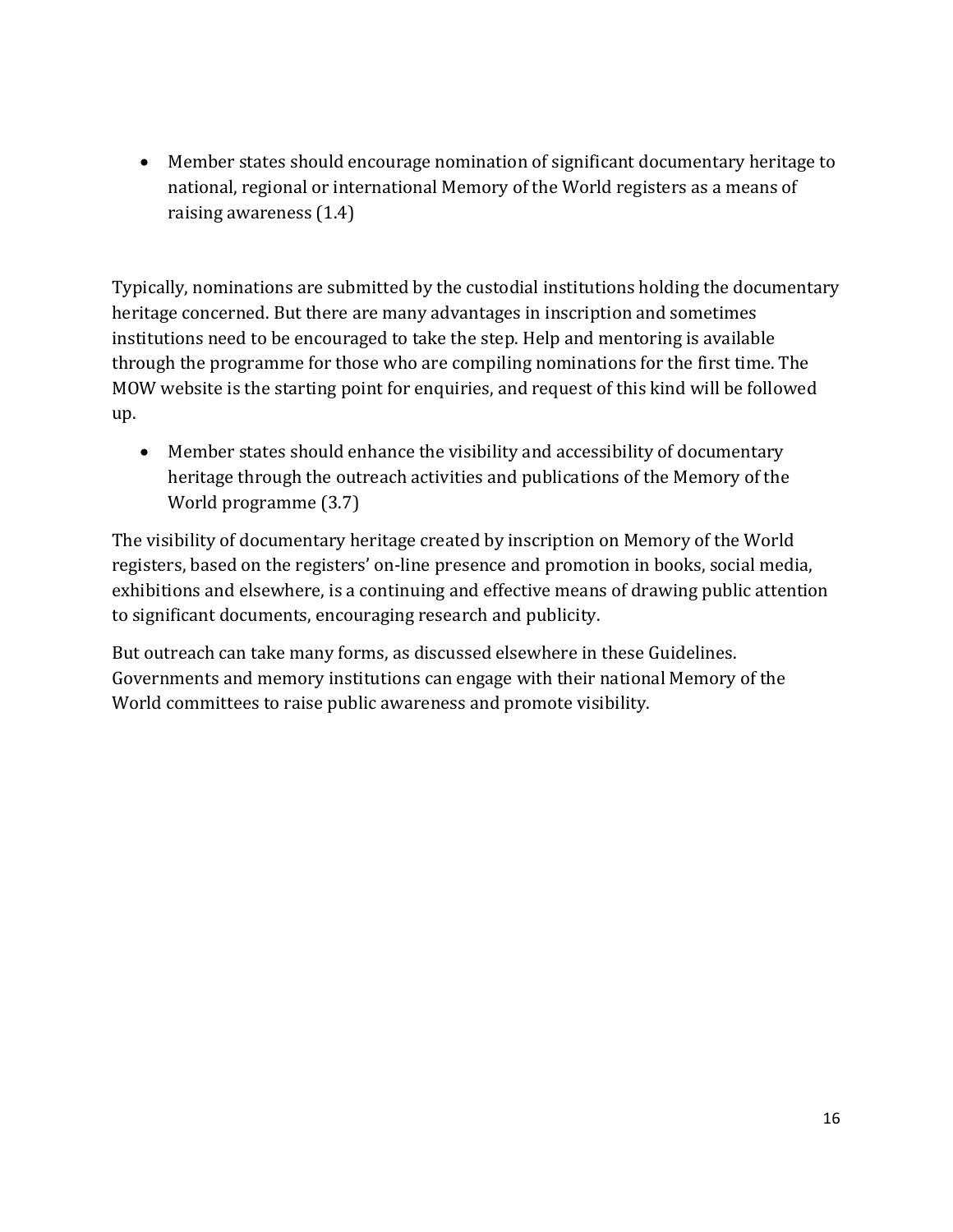- Member states should encourage nomination of significant documentary heritage to national, regional or international Memory of the World registers as a means of raising awareness (1.4)

Typically, nominations are submitted by the custodial institutions holding the documentary heritage concerned. But there are many advantages in inscription and sometimes institutions need to be encouraged to take the step. Help and mentoring is available through the programme for those who are compiling nominations for the first time. The MOW website is the starting point for enquiries, and request of this kind will be followed up.

- Member states should enhance the visibility and accessibility of documentary heritage through the outreach activities and publications of the Memory of the World programme (3.7)

The visibility of documentary heritage created by inscription on Memory of the World registers, based on the registers' on-line presence and promotion in books, social media, exhibitions and elsewhere, is a continuing and effective means of drawing public attention to significant documents, encouraging research and publicity.

But outreach can take many forms, as discussed elsewhere in these Guidelines. Governments and memory institutions can engage with their national Memory of the World committees to raise public awareness and promote visibility.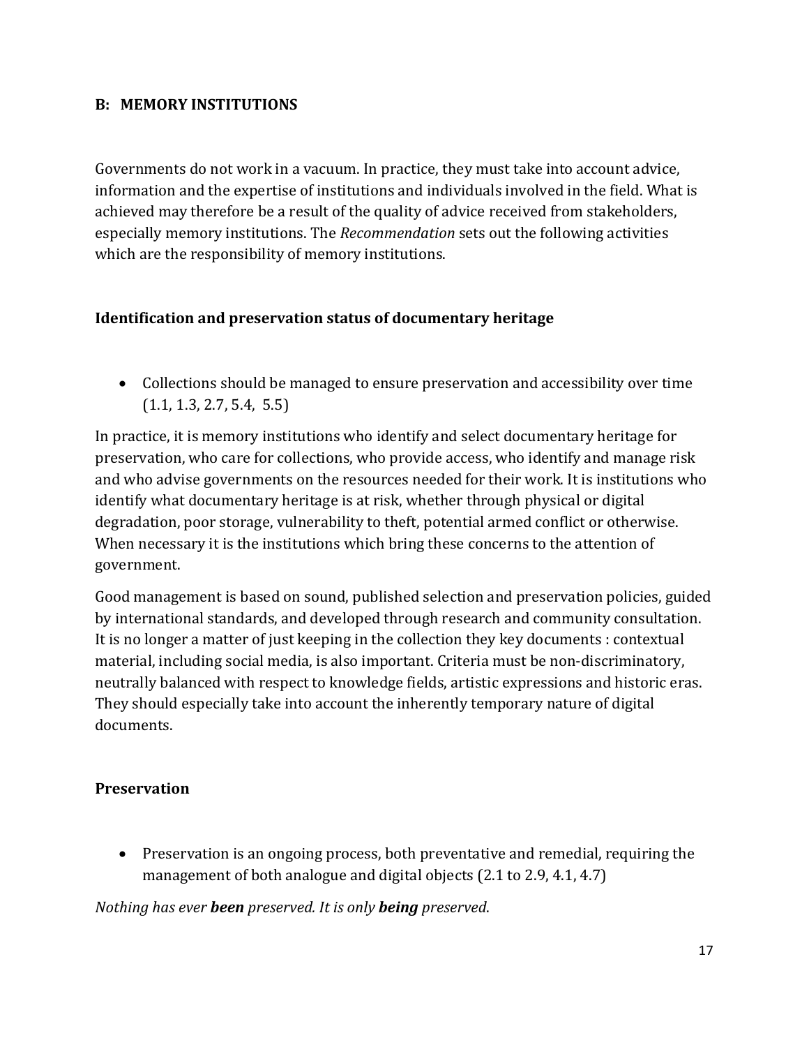**B: MEMORY INSTITUTIONS**

Governments do not work in a vacuum. In practice, they must take into account advice, information and the expertise of institutions and individuals involved in the field. What is achieved may therefore be a result of the quality of advice received from stakeholders, especially memory institutions. The *Recommendation* sets out the following activities which are the responsibility of memory institutions.

**Identification and preservation status of documentary heritage**

- Collections should be managed to ensure preservation and accessibility over time (1.1, 1.3, 2.7, 5.4, 5.5)

In practice, it is memory institutions who identify and select documentary heritage for preservation, who care for collections, who provide access, who identify and manage risk and who advise governments on the resources needed for their work. It is institutions who identify what documentary heritage is at risk, whether through physical or digital degradation, poor storage, vulnerability to theft, potential armed conflict or otherwise. When necessary it is the institutions which bring these concerns to the attention of government.

Good management is based on sound, published selection and preservation policies, guided by international standards, and developed through research and community consultation. It is no longer a matter of just keeping in the collection they key documents : contextual material, including social media, is also important. Criteria must be non-discriminatory, neutrally balanced with respect to knowledge fields, artistic expressions and historic eras. They should especially take into account the inherently temporary nature of digital documents.

**Preservation**

- Preservation is an ongoing process, both preventative and remedial, requiring the management of both analogue and digital objects (2.1 to 2.9, 4.1, 4.7)

*Nothing has ever **been** preserved. It is only **being** preserved.*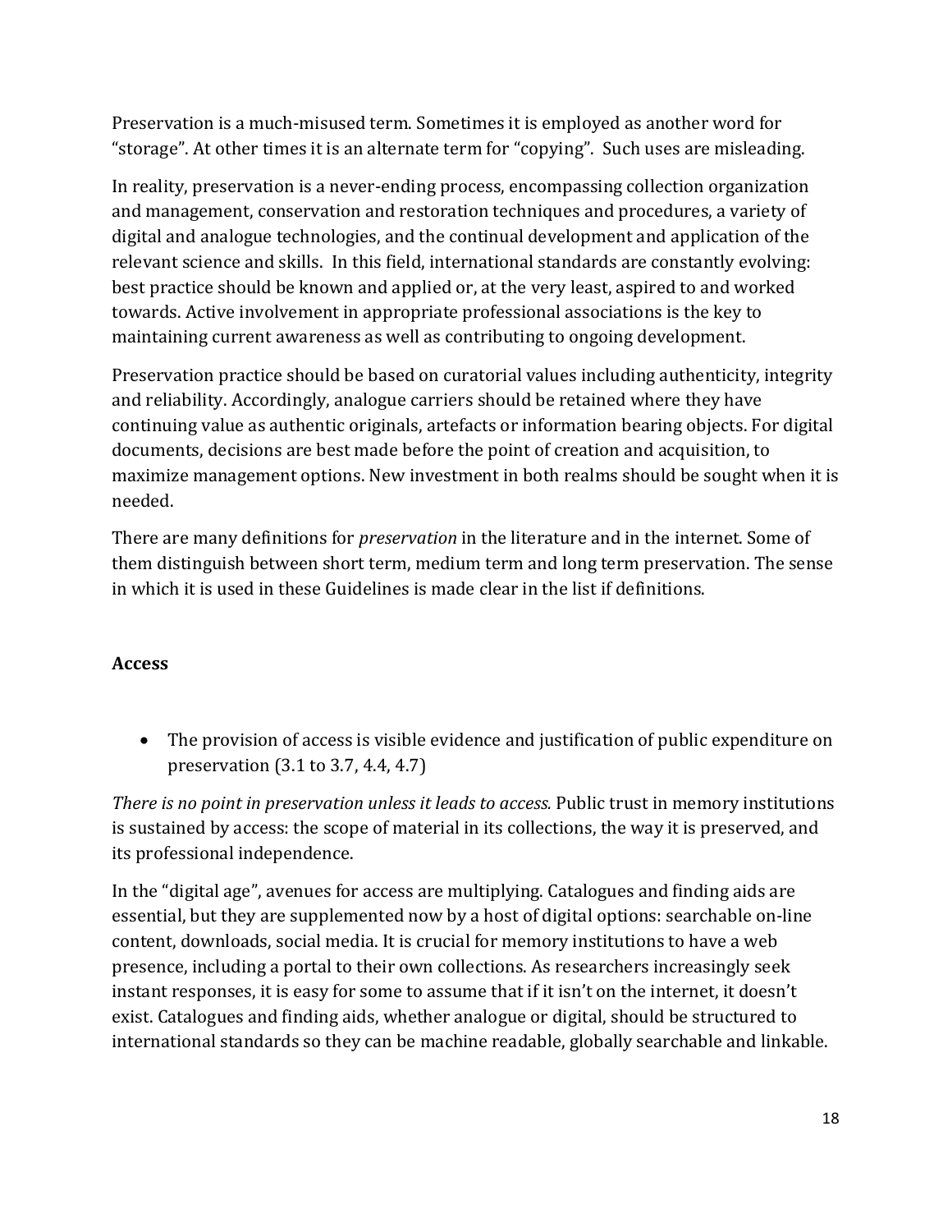Preservation is a much-misused term. Sometimes it is employed as another word for "storage". At other times it is an alternate term for "copying". Such uses are misleading.

In reality, preservation is a never-ending process, encompassing collection organization and management, conservation and restoration techniques and procedures, a variety of digital and analogue technologies, and the continual development and application of the relevant science and skills. In this field, international standards are constantly evolving: best practice should be known and applied or, at the very least, aspired to and worked towards. Active involvement in appropriate professional associations is the key to maintaining current awareness as well as contributing to ongoing development.

Preservation practice should be based on curatorial values including authenticity, integrity and reliability. Accordingly, analogue carriers should be retained where they have continuing value as authentic originals, artefacts or information bearing objects. For digital documents, decisions are best made before the point of creation and acquisition, to maximize management options. New investment in both realms should be sought when it is needed.

There are many definitions for *preservation* in the literature and in the internet. Some of them distinguish between short term, medium term and long term preservation. The sense in which it is used in these Guidelines is made clear in the list if definitions.

**Access**

- The provision of access is visible evidence and justification of public expenditure on preservation (3.1 to 3.7, 4.4, 4.7)

*There is no point in preservation unless it leads to access.* Public trust in memory institutions is sustained by access: the scope of material in its collections, the way it is preserved, and its professional independence.

In the "digital age", avenues for access are multiplying. Catalogues and finding aids are essential, but they are supplemented now by a host of digital options: searchable on-line content, downloads, social media. It is crucial for memory institutions to have a web presence, including a portal to their own collections. As researchers increasingly seek instant responses, it is easy for some to assume that if it isn't on the internet, it doesn't exist. Catalogues and finding aids, whether analogue or digital, should be structured to international standards so they can be machine readable, globally searchable and linkable.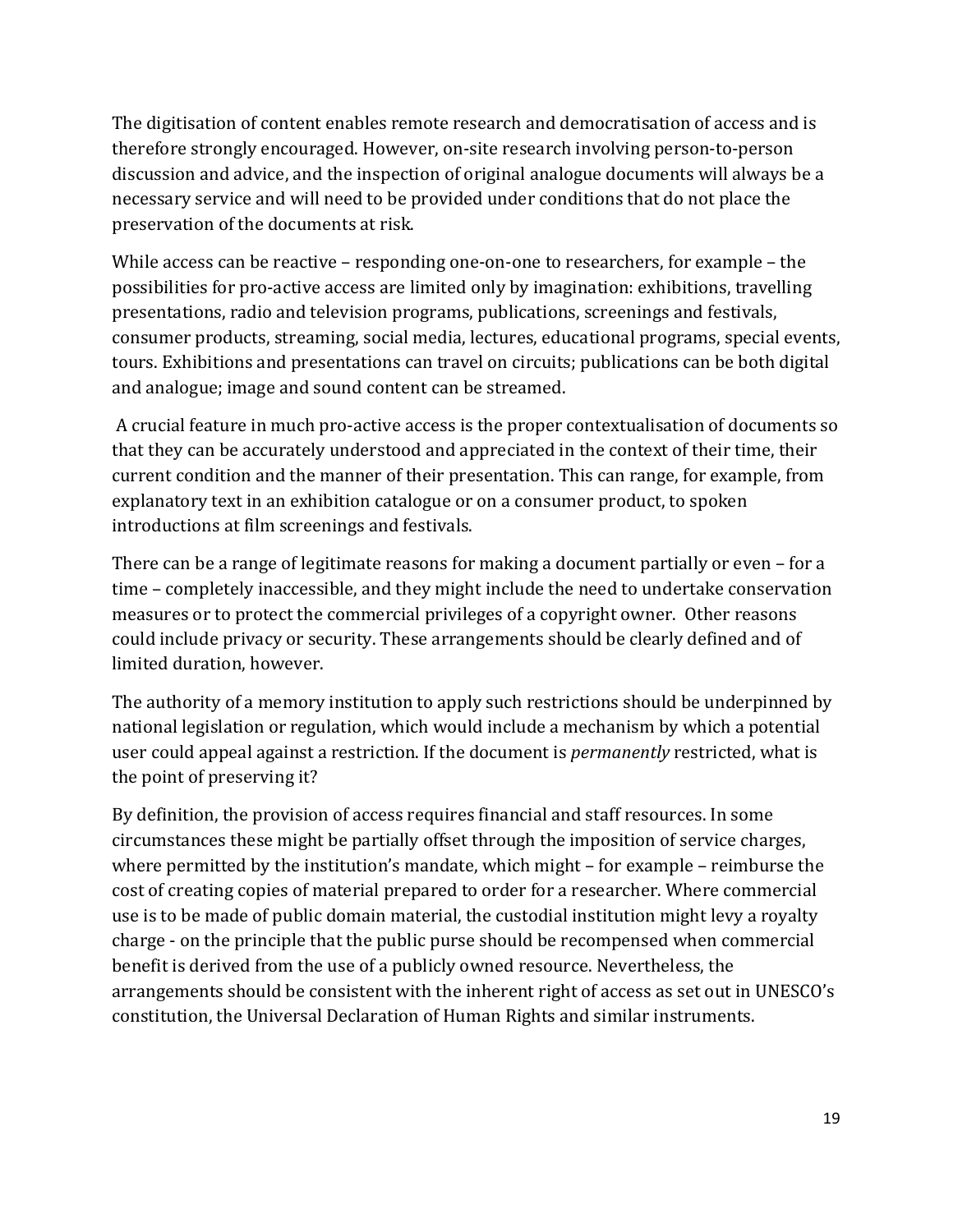The digitisation of content enables remote research and democratisation of access and is therefore strongly encouraged. However, on-site research involving person-to-person discussion and advice, and the inspection of original analogue documents will always be a necessary service and will need to be provided under conditions that do not place the preservation of the documents at risk.

While access can be reactive – responding one-on-one to researchers, for example – the possibilities for pro-active access are limited only by imagination: exhibitions, travelling presentations, radio and television programs, publications, screenings and festivals, consumer products, streaming, social media, lectures, educational programs, special events, tours. Exhibitions and presentations can travel on circuits; publications can be both digital and analogue; image and sound content can be streamed.

A crucial feature in much pro-active access is the proper contextualisation of documents so that they can be accurately understood and appreciated in the context of their time, their current condition and the manner of their presentation. This can range, for example, from explanatory text in an exhibition catalogue or on a consumer product, to spoken introductions at film screenings and festivals.

There can be a range of legitimate reasons for making a document partially or even – for a time – completely inaccessible, and they might include the need to undertake conservation measures or to protect the commercial privileges of a copyright owner. Other reasons could include privacy or security. These arrangements should be clearly defined and of limited duration, however.

The authority of a memory institution to apply such restrictions should be underpinned by national legislation or regulation, which would include a mechanism by which a potential user could appeal against a restriction. If the document is *permanently* restricted, what is the point of preserving it?

By definition, the provision of access requires financial and staff resources. In some circumstances these might be partially offset through the imposition of service charges, where permitted by the institution's mandate, which might – for example – reimburse the cost of creating copies of material prepared to order for a researcher. Where commercial use is to be made of public domain material, the custodial institution might levy a royalty charge - on the principle that the public purse should be recompensed when commercial benefit is derived from the use of a publicly owned resource. Nevertheless, the arrangements should be consistent with the inherent right of access as set out in UNESCO's constitution, the Universal Declaration of Human Rights and similar instruments.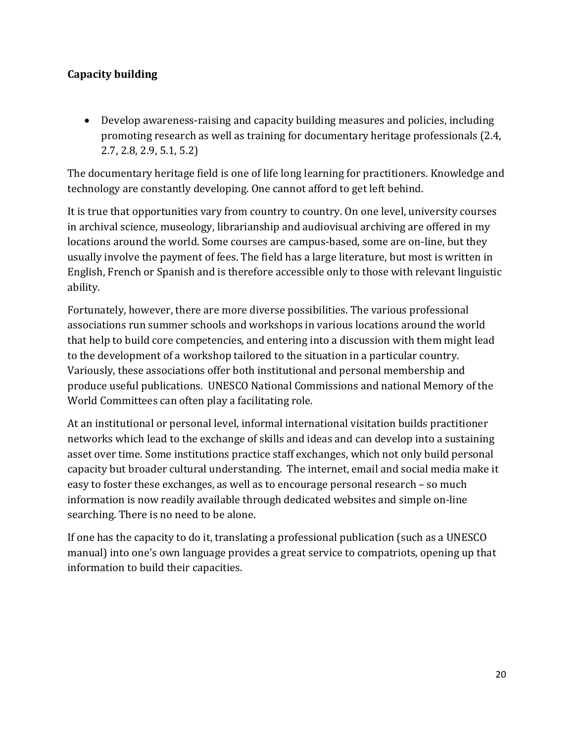**Capacity building**

- Develop awareness-raising and capacity building measures and policies, including promoting research as well as training for documentary heritage professionals (2.4, 2.7, 2.8, 2.9, 5.1, 5.2)

The documentary heritage field is one of life long learning for practitioners. Knowledge and technology are constantly developing. One cannot afford to get left behind.

It is true that opportunities vary from country to country. On one level, university courses in archival science, museology, librarianship and audiovisual archiving are offered in my locations around the world. Some courses are campus-based, some are on-line, but they usually involve the payment of fees. The field has a large literature, but most is written in English, French or Spanish and is therefore accessible only to those with relevant linguistic ability.

Fortunately, however, there are more diverse possibilities. The various professional associations run summer schools and workshops in various locations around the world that help to build core competencies, and entering into a discussion with them might lead to the development of a workshop tailored to the situation in a particular country. Variously, these associations offer both institutional and personal membership and produce useful publications. UNESCO National Commissions and national Memory of the World Committees can often play a facilitating role.

At an institutional or personal level, informal international visitation builds practitioner networks which lead to the exchange of skills and ideas and can develop into a sustaining asset over time. Some institutions practice staff exchanges, which not only build personal capacity but broader cultural understanding. The internet, email and social media make it easy to foster these exchanges, as well as to encourage personal research – so much information is now readily available through dedicated websites and simple on-line searching. There is no need to be alone.

If one has the capacity to do it, translating a professional publication (such as a UNESCO manual) into one's own language provides a great service to compatriots, opening up that information to build their capacities.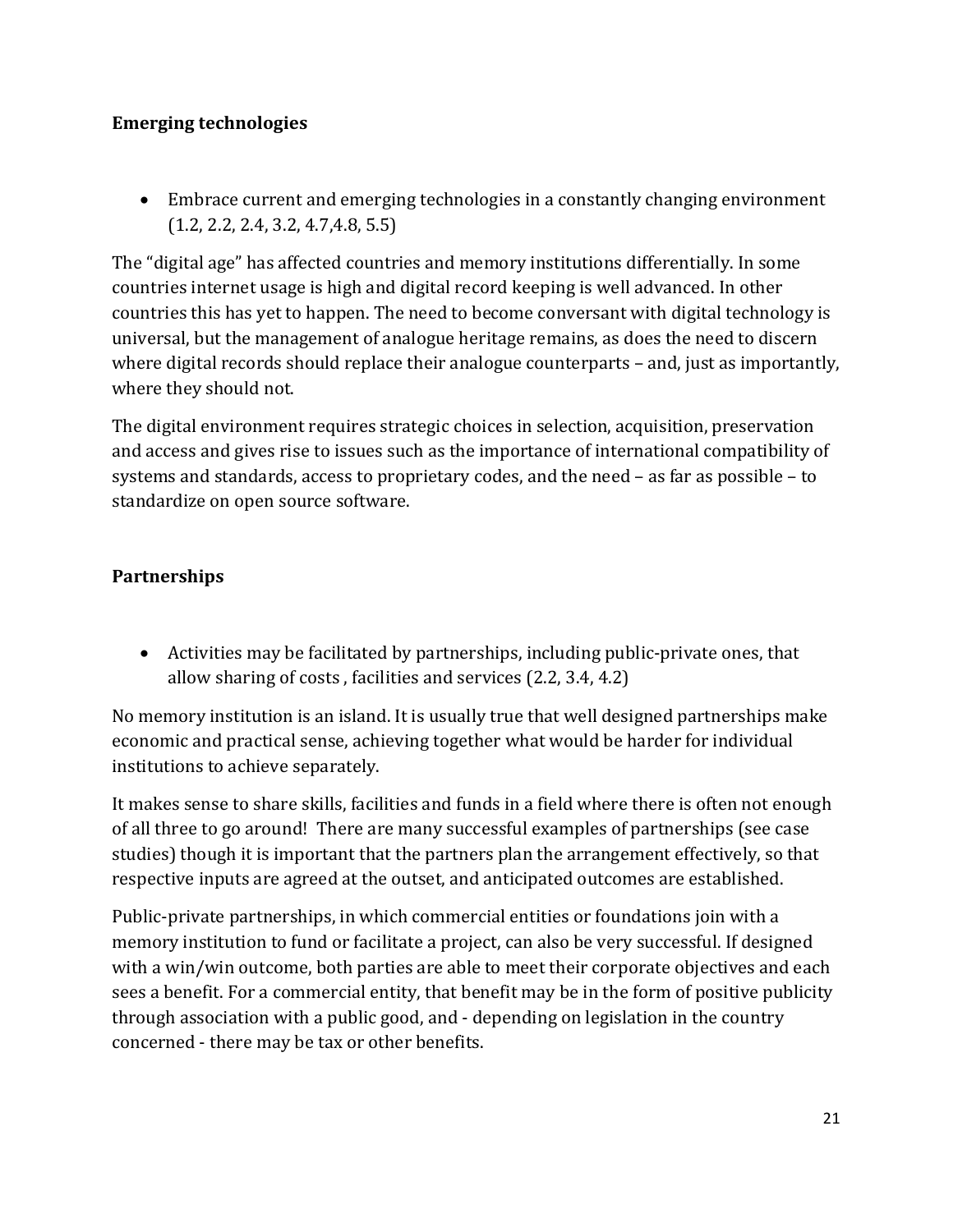**Emerging technologies**

- Embrace current and emerging technologies in a constantly changing environment (1.2, 2.2, 2.4, 3.2, 4.7,4.8, 5.5)

The "digital age" has affected countries and memory institutions differentially. In some countries internet usage is high and digital record keeping is well advanced. In other countries this has yet to happen. The need to become conversant with digital technology is universal, but the management of analogue heritage remains, as does the need to discern where digital records should replace their analogue counterparts – and, just as importantly, where they should not.

The digital environment requires strategic choices in selection, acquisition, preservation and access and gives rise to issues such as the importance of international compatibility of systems and standards, access to proprietary codes, and the need – as far as possible – to standardize on open source software.

**Partnerships**

- Activities may be facilitated by partnerships, including public-private ones, that allow sharing of costs , facilities and services (2.2, 3.4, 4.2)

No memory institution is an island. It is usually true that well designed partnerships make economic and practical sense, achieving together what would be harder for individual institutions to achieve separately.

It makes sense to share skills, facilities and funds in a field where there is often not enough of all three to go around! There are many successful examples of partnerships (see case studies) though it is important that the partners plan the arrangement effectively, so that respective inputs are agreed at the outset, and anticipated outcomes are established.

Public-private partnerships, in which commercial entities or foundations join with a memory institution to fund or facilitate a project, can also be very successful. If designed with a win/win outcome, both parties are able to meet their corporate objectives and each sees a benefit. For a commercial entity, that benefit may be in the form of positive publicity through association with a public good, and - depending on legislation in the country concerned - there may be tax or other benefits.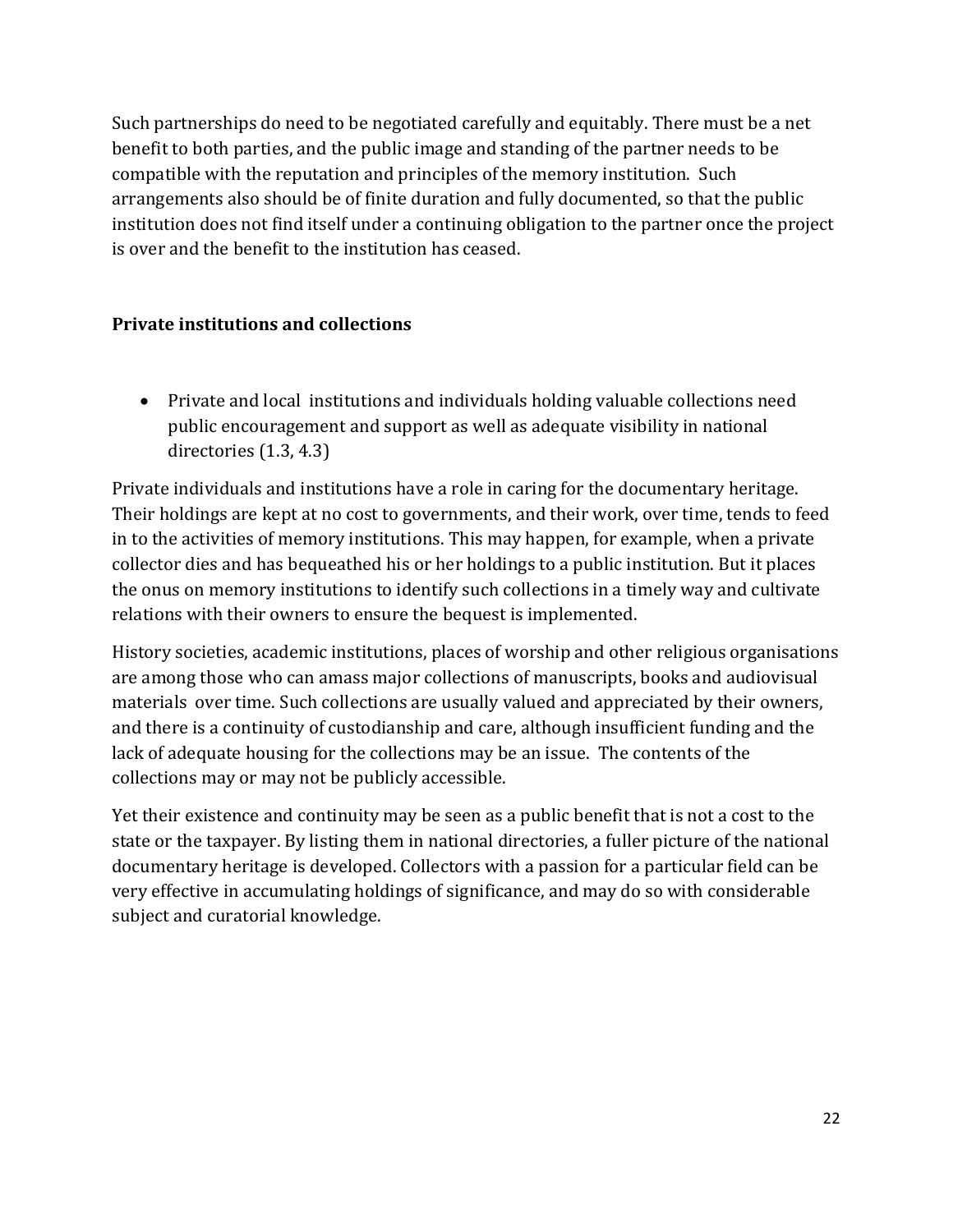Such partnerships do need to be negotiated carefully and equitably. There must be a net benefit to both parties, and the public image and standing of the partner needs to be compatible with the reputation and principles of the memory institution. Such arrangements also should be of finite duration and fully documented, so that the public institution does not find itself under a continuing obligation to the partner once the project is over and the benefit to the institution has ceased.

### Private institutions and collections

- Private and local institutions and individuals holding valuable collections need public encouragement and support as well as adequate visibility in national directories (1.3, 4.3)

Private individuals and institutions have a role in caring for the documentary heritage. Their holdings are kept at no cost to governments, and their work, over time, tends to feed in to the activities of memory institutions. This may happen, for example, when a private collector dies and has bequeathed his or her holdings to a public institution. But it places the onus on memory institutions to identify such collections in a timely way and cultivate relations with their owners to ensure the bequest is implemented.

History societies, academic institutions, places of worship and other religious organisations are among those who can amass major collections of manuscripts, books and audiovisual materials over time. Such collections are usually valued and appreciated by their owners, and there is a continuity of custodianship and care, although insufficient funding and the lack of adequate housing for the collections may be an issue. The contents of the collections may or may not be publicly accessible.

Yet their existence and continuity may be seen as a public benefit that is not a cost to the state or the taxpayer. By listing them in national directories, a fuller picture of the national documentary heritage is developed. Collectors with a passion for a particular field can be very effective in accumulating holdings of significance, and may do so with considerable subject and curatorial knowledge.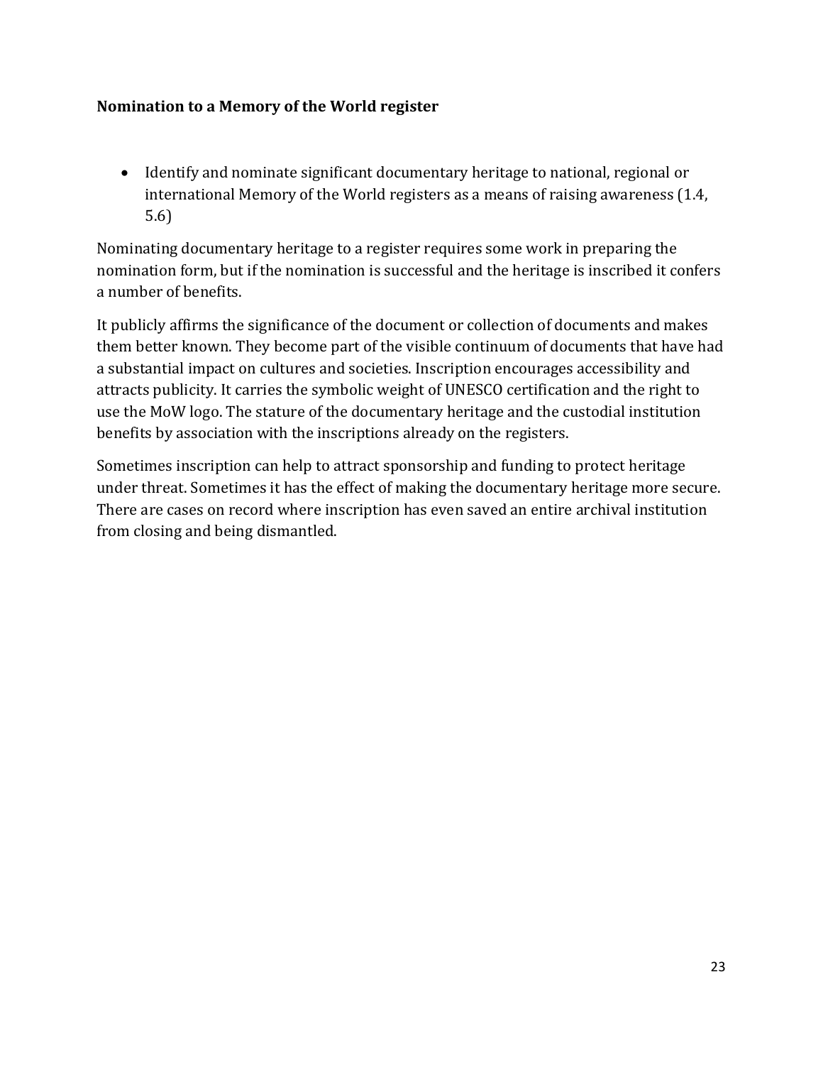**Nomination to a Memory of the World register**

- Identify and nominate significant documentary heritage to national, regional or international Memory of the World registers as a means of raising awareness (1.4, 5.6)

Nominating documentary heritage to a register requires some work in preparing the nomination form, but if the nomination is successful and the heritage is inscribed it confers a number of benefits.

It publicly affirms the significance of the document or collection of documents and makes them better known. They become part of the visible continuum of documents that have had a substantial impact on cultures and societies. Inscription encourages accessibility and attracts publicity. It carries the symbolic weight of UNESCO certification and the right to use the MoW logo. The stature of the documentary heritage and the custodial institution benefits by association with the inscriptions already on the registers.

Sometimes inscription can help to attract sponsorship and funding to protect heritage under threat. Sometimes it has the effect of making the documentary heritage more secure. There are cases on record where inscription has even saved an entire archival institution from closing and being dismantled.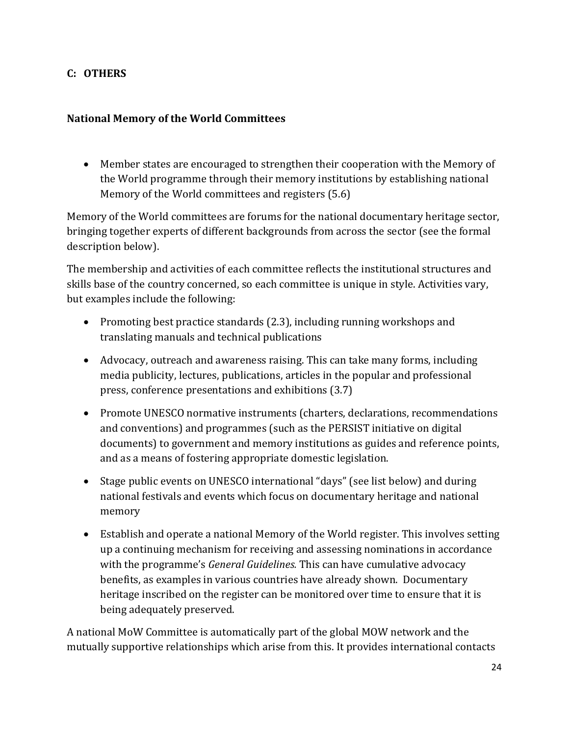## C: OTHERS

### National Memory of the World Committees

- Member states are encouraged to strengthen their cooperation with the Memory of the World programme through their memory institutions by establishing national Memory of the World committees and registers (5.6)

Memory of the World committees are forums for the national documentary heritage sector, bringing together experts of different backgrounds from across the sector (see the formal description below).

The membership and activities of each committee reflects the institutional structures and skills base of the country concerned, so each committee is unique in style. Activities vary, but examples include the following:

- Promoting best practice standards (2.3), including running workshops and translating manuals and technical publications
- Advocacy, outreach and awareness raising. This can take many forms, including media publicity, lectures, publications, articles in the popular and professional press, conference presentations and exhibitions (3.7)
- Promote UNESCO normative instruments (charters, declarations, recommendations and conventions) and programmes (such as the PERSIST initiative on digital documents) to government and memory institutions as guides and reference points, and as a means of fostering appropriate domestic legislation.
- Stage public events on UNESCO international "days" (see list below) and during national festivals and events which focus on documentary heritage and national memory
- Establish and operate a national Memory of the World register. This involves setting up a continuing mechanism for receiving and assessing nominations in accordance with the programme's *General Guidelines.* This can have cumulative advocacy benefits, as examples in various countries have already shown. Documentary heritage inscribed on the register can be monitored over time to ensure that it is being adequately preserved.

A national MoW Committee is automatically part of the global MOW network and the mutually supportive relationships which arise from this. It provides international contacts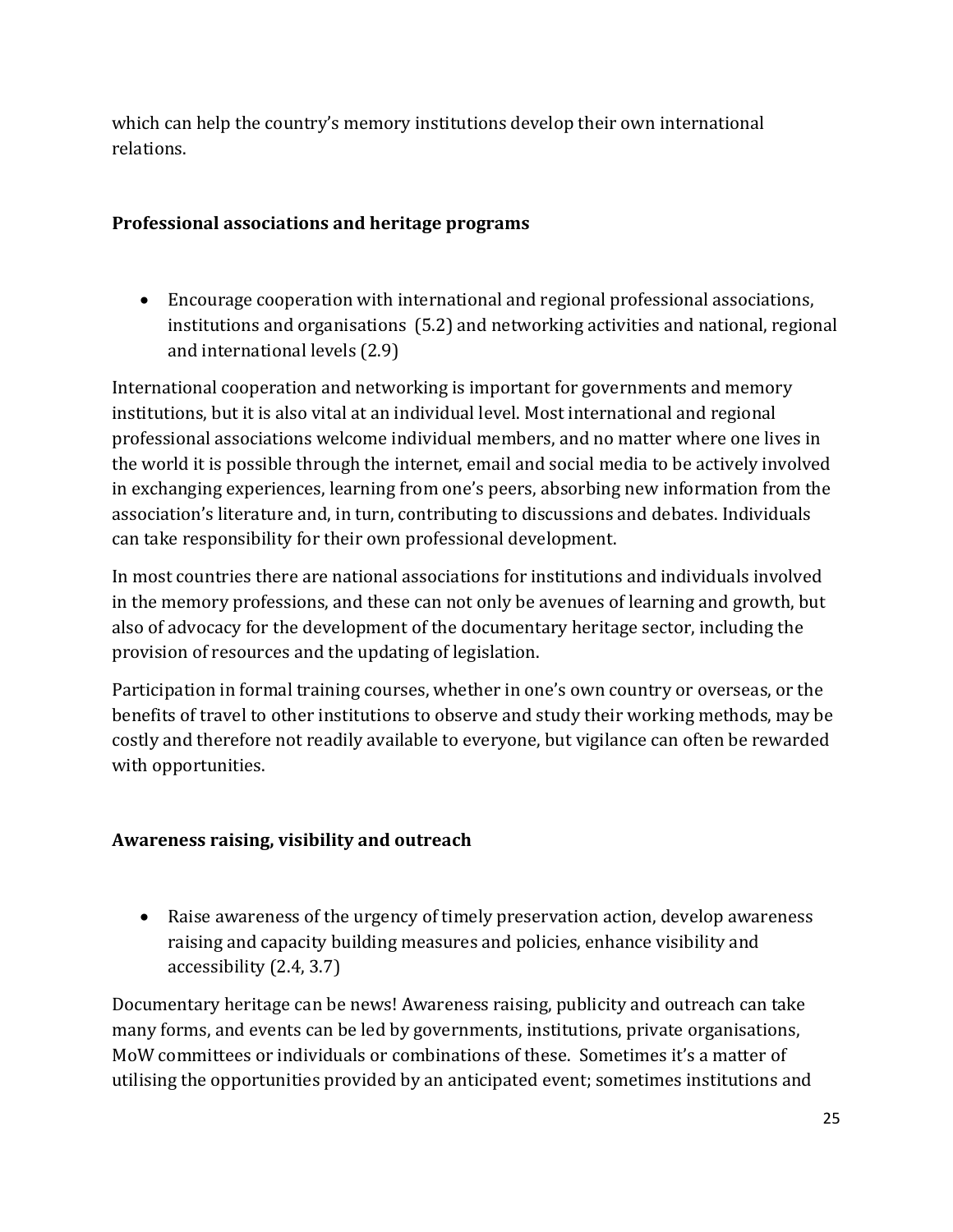which can help the country's memory institutions develop their own international relations.

### Professional associations and heritage programs

- Encourage cooperation with international and regional professional associations, institutions and organisations (5.2) and networking activities and national, regional and international levels (2.9)

International cooperation and networking is important for governments and memory institutions, but it is also vital at an individual level. Most international and regional professional associations welcome individual members, and no matter where one lives in the world it is possible through the internet, email and social media to be actively involved in exchanging experiences, learning from one's peers, absorbing new information from the association's literature and, in turn, contributing to discussions and debates. Individuals can take responsibility for their own professional development.

In most countries there are national associations for institutions and individuals involved in the memory professions, and these can not only be avenues of learning and growth, but also of advocacy for the development of the documentary heritage sector, including the provision of resources and the updating of legislation.

Participation in formal training courses, whether in one's own country or overseas, or the benefits of travel to other institutions to observe and study their working methods, may be costly and therefore not readily available to everyone, but vigilance can often be rewarded with opportunities.

### Awareness raising, visibility and outreach

- Raise awareness of the urgency of timely preservation action, develop awareness raising and capacity building measures and policies, enhance visibility and accessibility (2.4, 3.7)

Documentary heritage can be news! Awareness raising, publicity and outreach can take many forms, and events can be led by governments, institutions, private organisations, MoW committees or individuals or combinations of these. Sometimes it's a matter of utilising the opportunities provided by an anticipated event; sometimes institutions and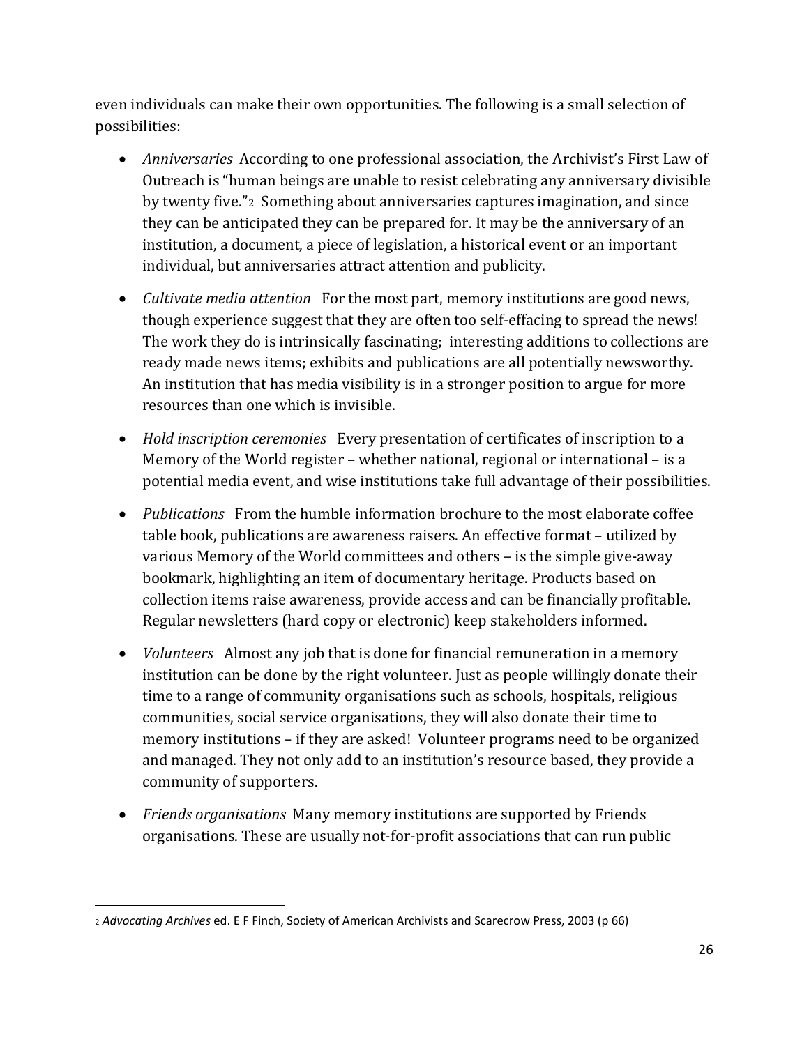even individuals can make their own opportunities. The following is a small selection of possibilities:

- *Anniversaries* According to one professional association, the Archivist's First Law of Outreach is "human beings are unable to resist celebrating any anniversary divisible by twenty five."[2] Something about anniversaries captures imagination, and since they can be anticipated they can be prepared for. It may be the anniversary of an institution, a document, a piece of legislation, a historical event or an important individual, but anniversaries attract attention and publicity.

- *Cultivate media attention* For the most part, memory institutions are good news, though experience suggest that they are often too self-effacing to spread the news! The work they do is intrinsically fascinating; interesting additions to collections are ready made news items; exhibits and publications are all potentially newsworthy. An institution that has media visibility is in a stronger position to argue for more resources than one which is invisible.

- *Hold inscription ceremonies* Every presentation of certificates of inscription to a Memory of the World register – whether national, regional or international – is a potential media event, and wise institutions take full advantage of their possibilities.

- *Publications* From the humble information brochure to the most elaborate coffee table book, publications are awareness raisers. An effective format – utilized by various Memory of the World committees and others – is the simple give-away bookmark, highlighting an item of documentary heritage. Products based on collection items raise awareness, provide access and can be financially profitable. Regular newsletters (hard copy or electronic) keep stakeholders informed.

- *Volunteers* Almost any job that is done for financial remuneration in a memory institution can be done by the right volunteer. Just as people willingly donate their time to a range of community organisations such as schools, hospitals, religious communities, social service organisations, they will also donate their time to memory institutions – if they are asked! Volunteer programs need to be organized and managed. They not only add to an institution's resource based, they provide a community of supporters.

- *Friends organisations* Many memory institutions are supported by Friends organisations. These are usually not-for-profit associations that can run public

---

[2] *Advocating Archives* ed. E F Finch, Society of American Archivists and Scarecrow Press, 2003 (p 66)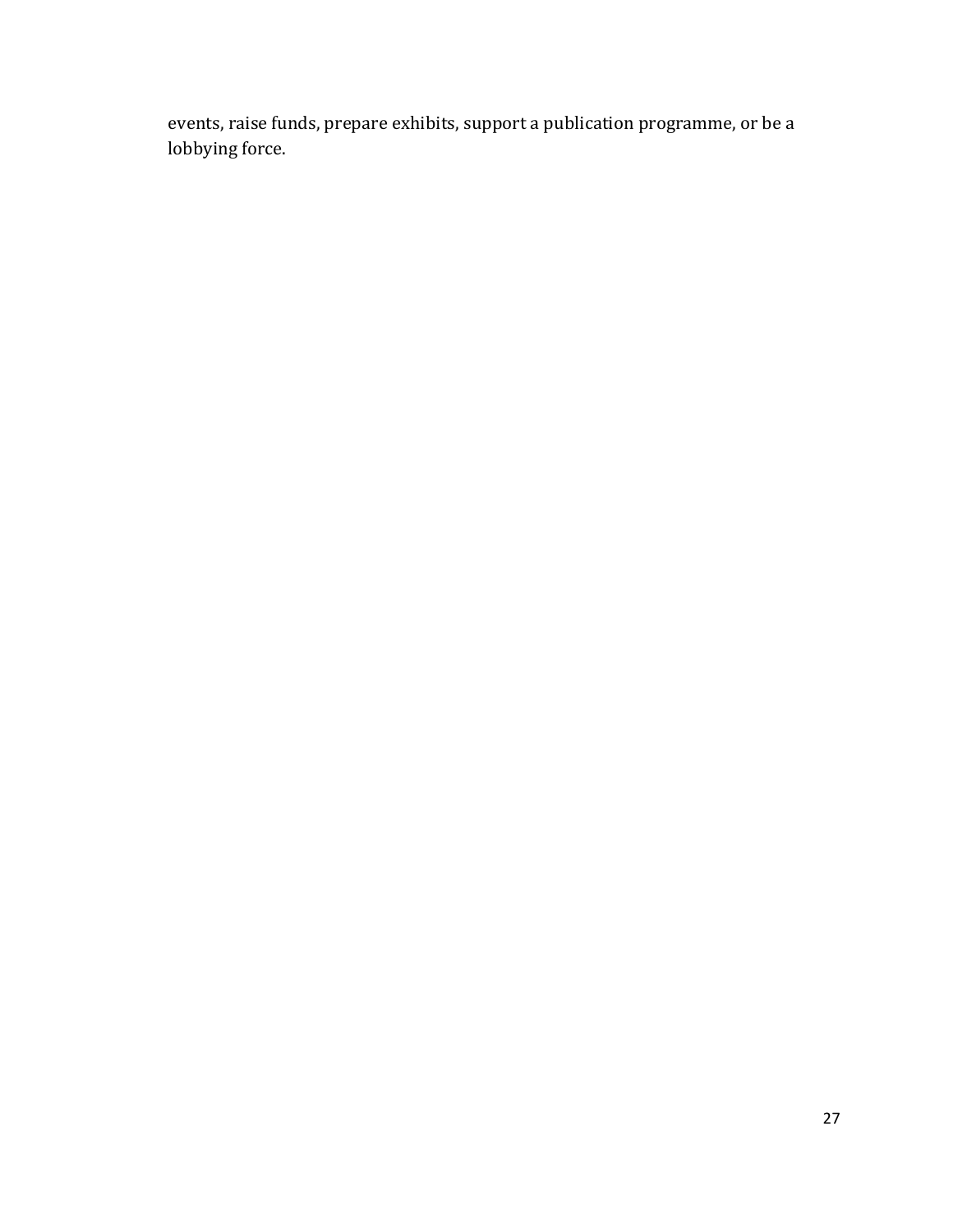events, raise funds, prepare exhibits, support a publication programme, or be a lobbying force.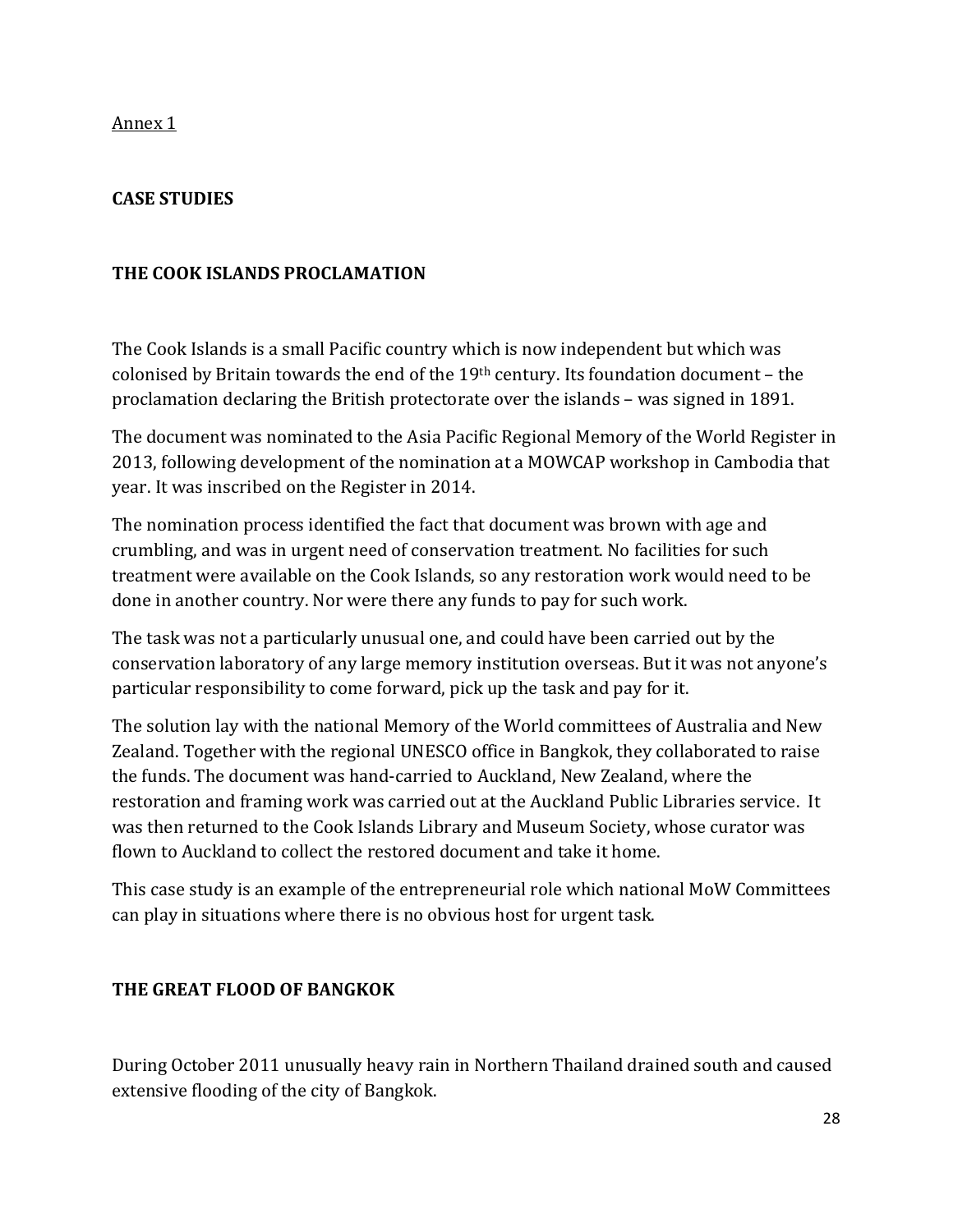Annex 1

## CASE STUDIES

### THE COOK ISLANDS PROCLAMATION

The Cook Islands is a small Pacific country which is now independent but which was colonised by Britain towards the end of the 19th century. Its foundation document – the proclamation declaring the British protectorate over the islands – was signed in 1891.

The document was nominated to the Asia Pacific Regional Memory of the World Register in 2013, following development of the nomination at a MOWCAP workshop in Cambodia that year. It was inscribed on the Register in 2014.

The nomination process identified the fact that document was brown with age and crumbling, and was in urgent need of conservation treatment. No facilities for such treatment were available on the Cook Islands, so any restoration work would need to be done in another country. Nor were there any funds to pay for such work.

The task was not a particularly unusual one, and could have been carried out by the conservation laboratory of any large memory institution overseas. But it was not anyone's particular responsibility to come forward, pick up the task and pay for it.

The solution lay with the national Memory of the World committees of Australia and New Zealand. Together with the regional UNESCO office in Bangkok, they collaborated to raise the funds. The document was hand-carried to Auckland, New Zealand, where the restoration and framing work was carried out at the Auckland Public Libraries service. It was then returned to the Cook Islands Library and Museum Society, whose curator was flown to Auckland to collect the restored document and take it home.

This case study is an example of the entrepreneurial role which national MoW Committees can play in situations where there is no obvious host for urgent task.

### THE GREAT FLOOD OF BANGKOK

During October 2011 unusually heavy rain in Northern Thailand drained south and caused extensive flooding of the city of Bangkok.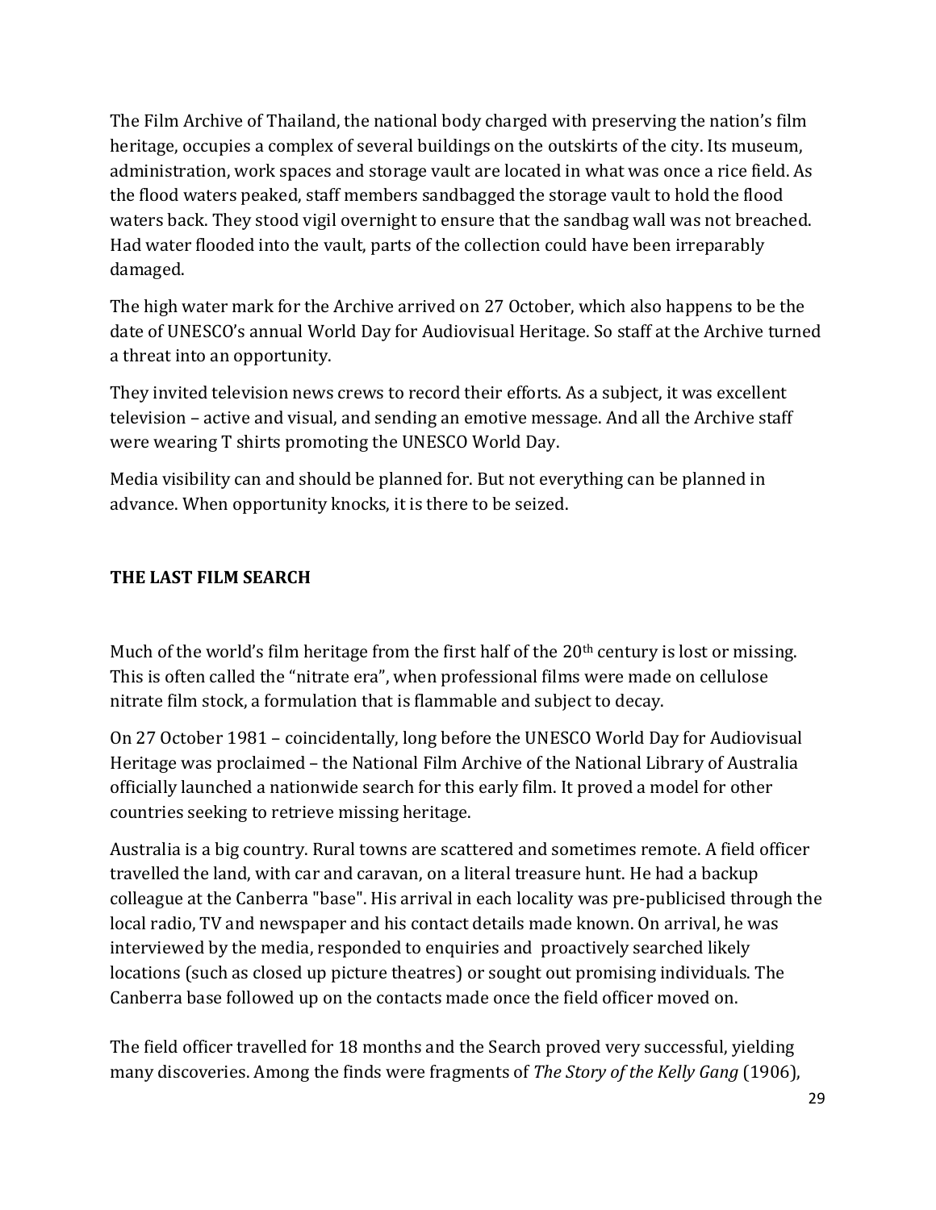The Film Archive of Thailand, the national body charged with preserving the nation's film heritage, occupies a complex of several buildings on the outskirts of the city. Its museum, administration, work spaces and storage vault are located in what was once a rice field. As the flood waters peaked, staff members sandbagged the storage vault to hold the flood waters back. They stood vigil overnight to ensure that the sandbag wall was not breached. Had water flooded into the vault, parts of the collection could have been irreparably damaged.

The high water mark for the Archive arrived on 27 October, which also happens to be the date of UNESCO's annual World Day for Audiovisual Heritage. So staff at the Archive turned a threat into an opportunity.

They invited television news crews to record their efforts. As a subject, it was excellent television – active and visual, and sending an emotive message. And all the Archive staff were wearing T shirts promoting the UNESCO World Day.

Media visibility can and should be planned for. But not everything can be planned in advance. When opportunity knocks, it is there to be seized.

## THE LAST FILM SEARCH

Much of the world's film heritage from the first half of the 20th century is lost or missing. This is often called the "nitrate era", when professional films were made on cellulose nitrate film stock, a formulation that is flammable and subject to decay.

On 27 October 1981 – coincidentally, long before the UNESCO World Day for Audiovisual Heritage was proclaimed – the National Film Archive of the National Library of Australia officially launched a nationwide search for this early film. It proved a model for other countries seeking to retrieve missing heritage.

Australia is a big country. Rural towns are scattered and sometimes remote. A field officer travelled the land, with car and caravan, on a literal treasure hunt. He had a backup colleague at the Canberra "base". His arrival in each locality was pre-publicised through the local radio, TV and newspaper and his contact details made known. On arrival, he was interviewed by the media, responded to enquiries and proactively searched likely locations (such as closed up picture theatres) or sought out promising individuals. The Canberra base followed up on the contacts made once the field officer moved on.

The field officer travelled for 18 months and the Search proved very successful, yielding many discoveries. Among the finds were fragments of *The Story of the Kelly Gang* (1906),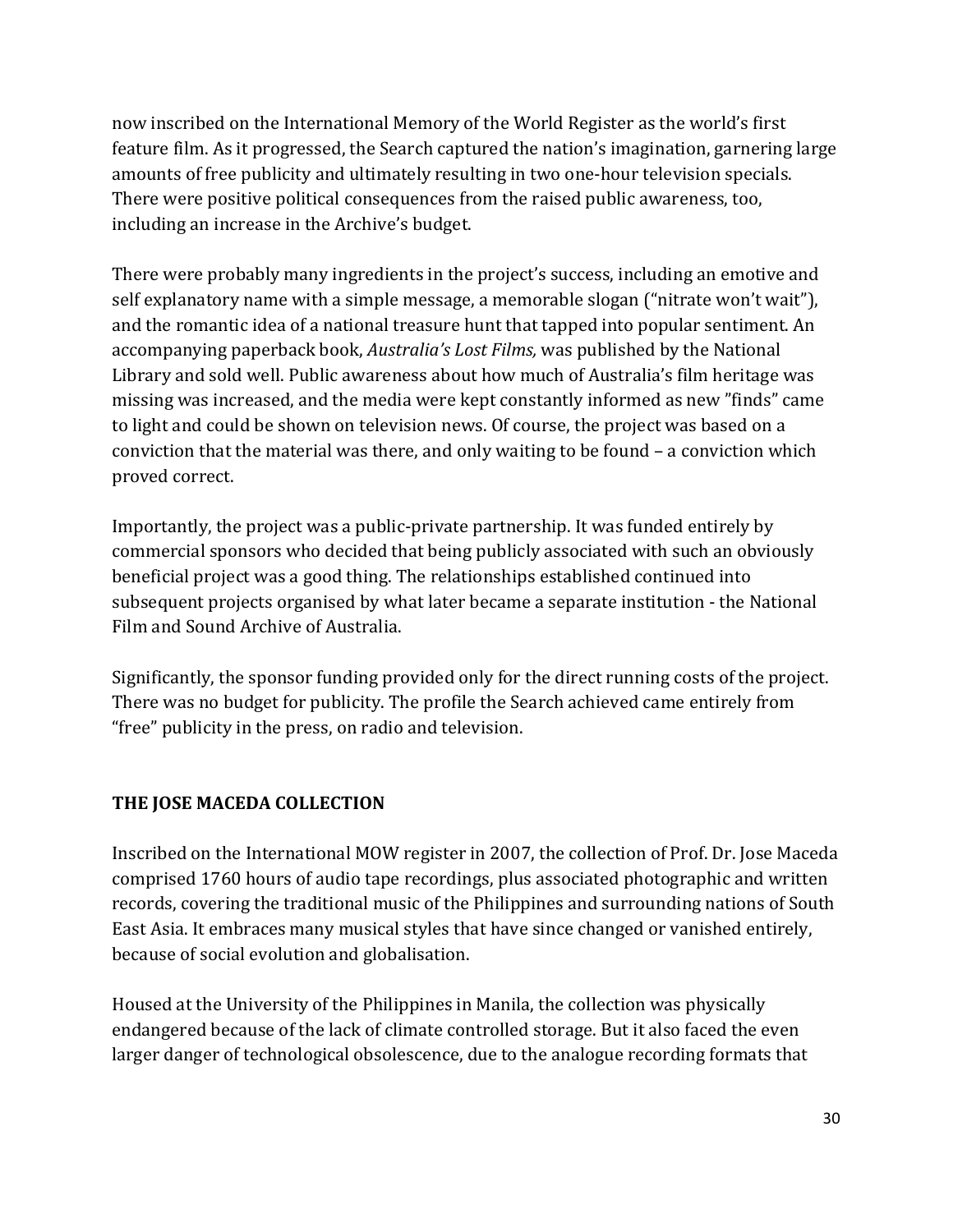now inscribed on the International Memory of the World Register as the world's first feature film. As it progressed, the Search captured the nation's imagination, garnering large amounts of free publicity and ultimately resulting in two one-hour television specials. There were positive political consequences from the raised public awareness, too, including an increase in the Archive's budget.

There were probably many ingredients in the project's success, including an emotive and self explanatory name with a simple message, a memorable slogan ("nitrate won't wait"), and the romantic idea of a national treasure hunt that tapped into popular sentiment. An accompanying paperback book, *Australia's Lost Films,* was published by the National Library and sold well. Public awareness about how much of Australia's film heritage was missing was increased, and the media were kept constantly informed as new "finds" came to light and could be shown on television news. Of course, the project was based on a conviction that the material was there, and only waiting to be found – a conviction which proved correct.

Importantly, the project was a public-private partnership. It was funded entirely by commercial sponsors who decided that being publicly associated with such an obviously beneficial project was a good thing. The relationships established continued into subsequent projects organised by what later became a separate institution - the National Film and Sound Archive of Australia.

Significantly, the sponsor funding provided only for the direct running costs of the project. There was no budget for publicity. The profile the Search achieved came entirely from "free" publicity in the press, on radio and television.

## THE JOSE MACEDA COLLECTION

Inscribed on the International MOW register in 2007, the collection of Prof. Dr. Jose Maceda comprised 1760 hours of audio tape recordings, plus associated photographic and written records, covering the traditional music of the Philippines and surrounding nations of South East Asia. It embraces many musical styles that have since changed or vanished entirely, because of social evolution and globalisation.

Housed at the University of the Philippines in Manila, the collection was physically endangered because of the lack of climate controlled storage. But it also faced the even larger danger of technological obsolescence, due to the analogue recording formats that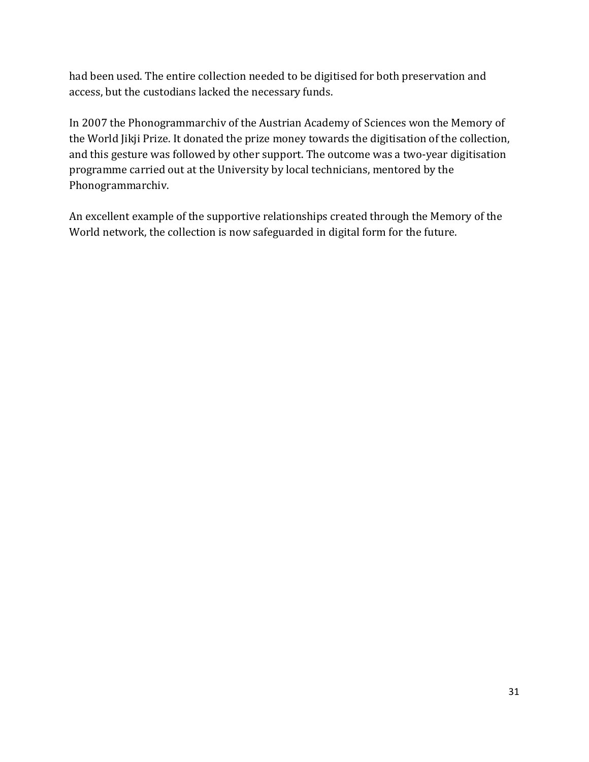had been used. The entire collection needed to be digitised for both preservation and access, but the custodians lacked the necessary funds.

In 2007 the Phonogrammarchiv of the Austrian Academy of Sciences won the Memory of the World Jikji Prize. It donated the prize money towards the digitisation of the collection, and this gesture was followed by other support. The outcome was a two-year digitisation programme carried out at the University by local technicians, mentored by the Phonogrammarchiv.

An excellent example of the supportive relationships created through the Memory of the World network, the collection is now safeguarded in digital form for the future.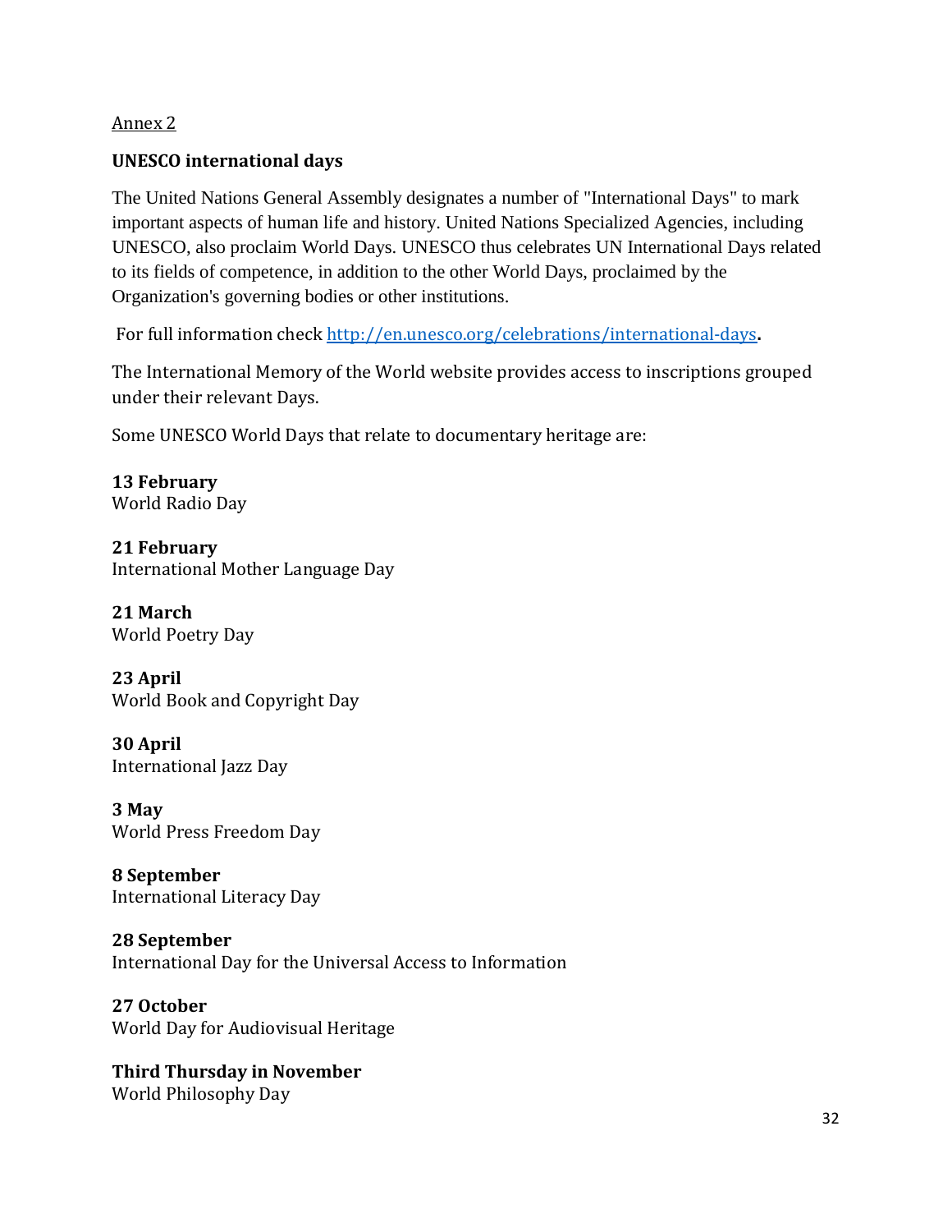Annex 2

## UNESCO international days

The United Nations General Assembly designates a number of "International Days" to mark important aspects of human life and history. United Nations Specialized Agencies, including UNESCO, also proclaim World Days. UNESCO thus celebrates UN International Days related to its fields of competence, in addition to the other World Days, proclaimed by the Organization's governing bodies or other institutions.

For full information check [http://en.unesco.org/celebrations/international-days](http://en.unesco.org/celebrations/international-days).

The International Memory of the World website provides access to inscriptions grouped under their relevant Days.

Some UNESCO World Days that relate to documentary heritage are:

**13 February**
World Radio Day

**21 February**
International Mother Language Day

**21 March**
World Poetry Day

**23 April**
World Book and Copyright Day

**30 April**
International Jazz Day

**3 May**
World Press Freedom Day

**8 September**
International Literacy Day

**28 September**
International Day for the Universal Access to Information

**27 October**
World Day for Audiovisual Heritage

**Third Thursday in November**
World Philosophy Day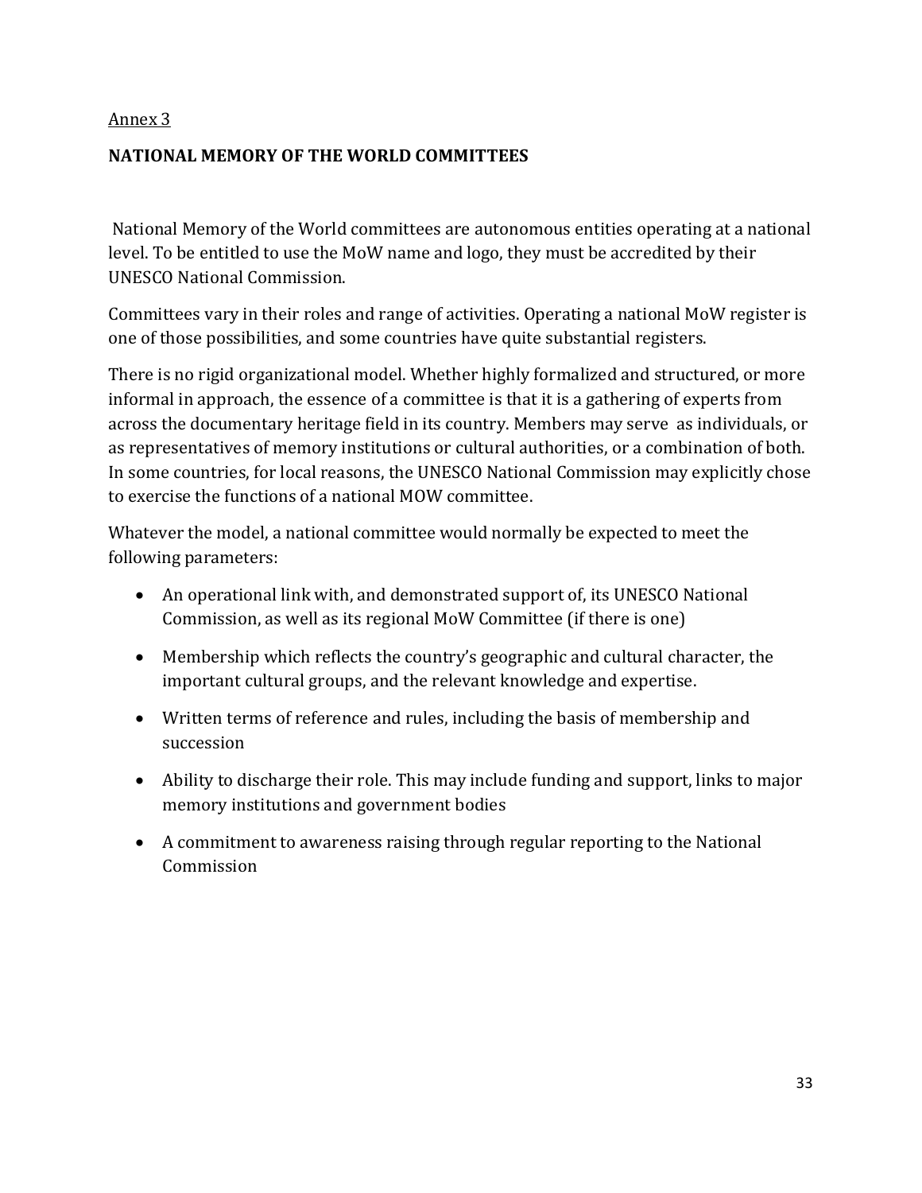<u>Annex 3</u>

## NATIONAL MEMORY OF THE WORLD COMMITTEES

National Memory of the World committees are autonomous entities operating at a national level. To be entitled to use the MoW name and logo, they must be accredited by their UNESCO National Commission.

Committees vary in their roles and range of activities. Operating a national MoW register is one of those possibilities, and some countries have quite substantial registers.

There is no rigid organizational model. Whether highly formalized and structured, or more informal in approach, the essence of a committee is that it is a gathering of experts from across the documentary heritage field in its country. Members may serve as individuals, or as representatives of memory institutions or cultural authorities, or a combination of both. In some countries, for local reasons, the UNESCO National Commission may explicitly chose to exercise the functions of a national MOW committee.

Whatever the model, a national committee would normally be expected to meet the following parameters:

- An operational link with, and demonstrated support of, its UNESCO National Commission, as well as its regional MoW Committee (if there is one)
- Membership which reflects the country's geographic and cultural character, the important cultural groups, and the relevant knowledge and expertise.
- Written terms of reference and rules, including the basis of membership and succession
- Ability to discharge their role. This may include funding and support, links to major memory institutions and government bodies
- A commitment to awareness raising through regular reporting to the National Commission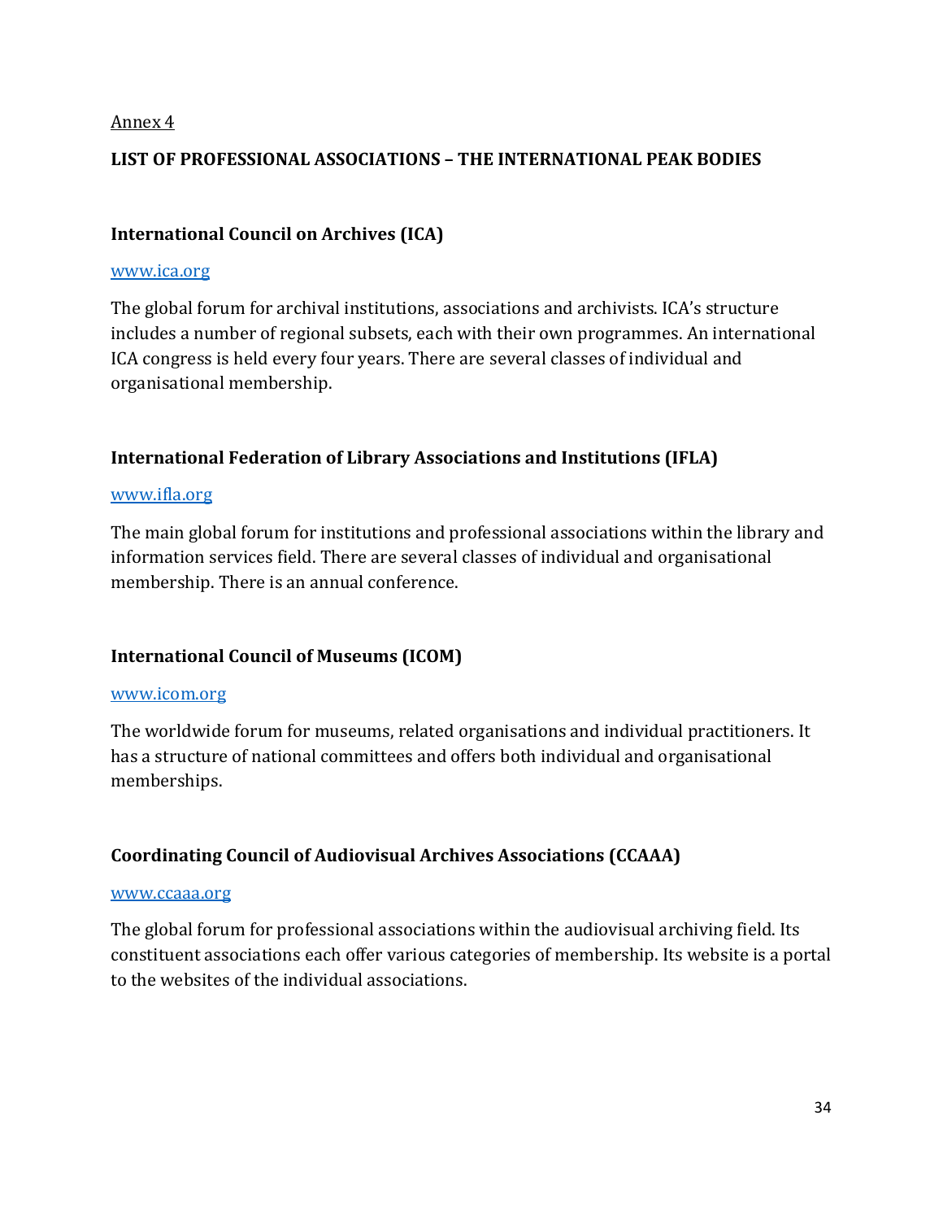Annex 4

## LIST OF PROFESSIONAL ASSOCIATIONS – THE INTERNATIONAL PEAK BODIES

### International Council on Archives (ICA)

[www.ica.org](http://www.ica.org)

The global forum for archival institutions, associations and archivists. ICA's structure includes a number of regional subsets, each with their own programmes. An international ICA congress is held every four years. There are several classes of individual and organisational membership.

### International Federation of Library Associations and Institutions (IFLA)

[www.ifla.org](http://www.ifla.org)

The main global forum for institutions and professional associations within the library and information services field. There are several classes of individual and organisational membership. There is an annual conference.

### International Council of Museums (ICOM)

[www.icom.org](http://www.icom.org)

The worldwide forum for museums, related organisations and individual practitioners. It has a structure of national committees and offers both individual and organisational memberships.

### Coordinating Council of Audiovisual Archives Associations (CCAAA)

[www.ccaaa.org](http://www.ccaaa.org)

The global forum for professional associations within the audiovisual archiving field. Its constituent associations each offer various categories of membership. Its website is a portal to the websites of the individual associations.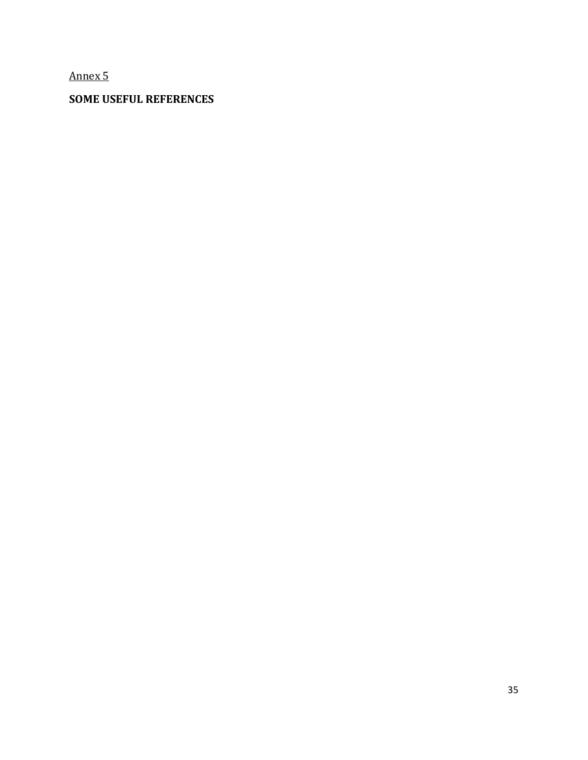Annex 5

**SOME USEFUL REFERENCES**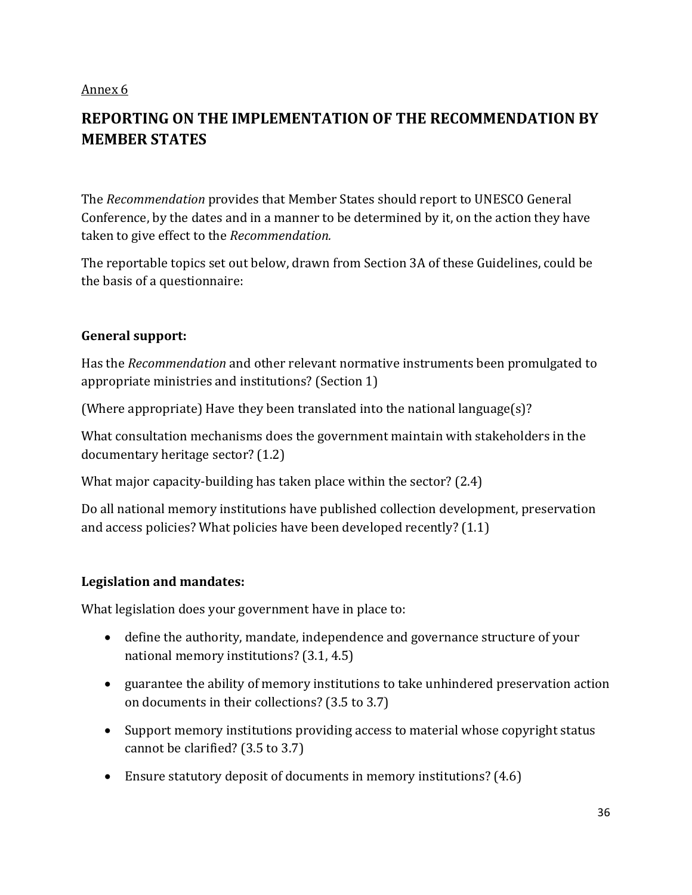Annex 6

## REPORTING ON THE IMPLEMENTATION OF THE RECOMMENDATION BY MEMBER STATES

The *Recommendation* provides that Member States should report to UNESCO General Conference, by the dates and in a manner to be determined by it, on the action they have taken to give effect to the *Recommendation.*

The reportable topics set out below, drawn from Section 3A of these Guidelines, could be the basis of a questionnaire:

**General support:**

Has the *Recommendation* and other relevant normative instruments been promulgated to appropriate ministries and institutions? (Section 1)

(Where appropriate) Have they been translated into the national language(s)?

What consultation mechanisms does the government maintain with stakeholders in the documentary heritage sector? (1.2)

What major capacity-building has taken place within the sector? (2.4)

Do all national memory institutions have published collection development, preservation and access policies? What policies have been developed recently? (1.1)

**Legislation and mandates:**

What legislation does your government have in place to:

- define the authority, mandate, independence and governance structure of your national memory institutions? (3.1, 4.5)
- guarantee the ability of memory institutions to take unhindered preservation action on documents in their collections? (3.5 to 3.7)
- Support memory institutions providing access to material whose copyright status cannot be clarified? (3.5 to 3.7)
- Ensure statutory deposit of documents in memory institutions? (4.6)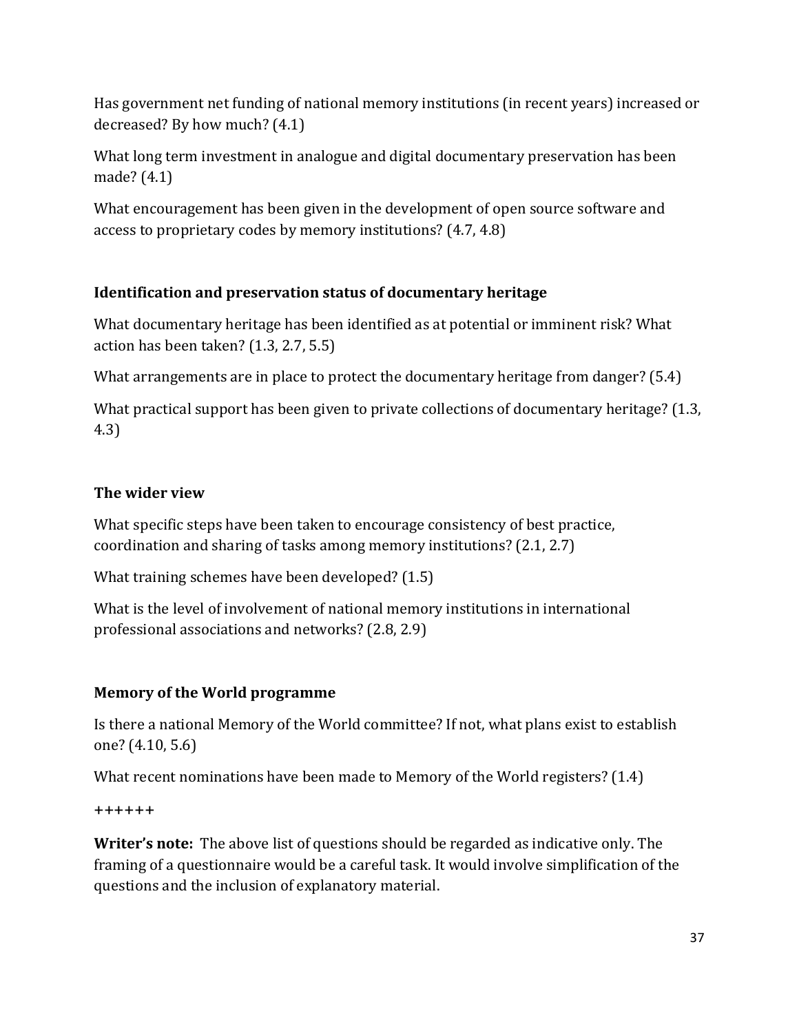Has government net funding of national memory institutions (in recent years) increased or decreased? By how much? (4.1)

What long term investment in analogue and digital documentary preservation has been made? (4.1)

What encouragement has been given in the development of open source software and access to proprietary codes by memory institutions? (4.7, 4.8)

### Identification and preservation status of documentary heritage

What documentary heritage has been identified as at potential or imminent risk? What action has been taken? (1.3, 2.7, 5.5)

What arrangements are in place to protect the documentary heritage from danger? (5.4)

What practical support has been given to private collections of documentary heritage? (1.3, 4.3)

### The wider view

What specific steps have been taken to encourage consistency of best practice, coordination and sharing of tasks among memory institutions? (2.1, 2.7)

What training schemes have been developed? (1.5)

What is the level of involvement of national memory institutions in international professional associations and networks? (2.8, 2.9)

### Memory of the World programme

Is there a national Memory of the World committee? If not, what plans exist to establish one? (4.10, 5.6)

What recent nominations have been made to Memory of the World registers? (1.4)

++++++

**Writer's note:** The above list of questions should be regarded as indicative only. The framing of a questionnaire would be a careful task. It would involve simplification of the questions and the inclusion of explanatory material.